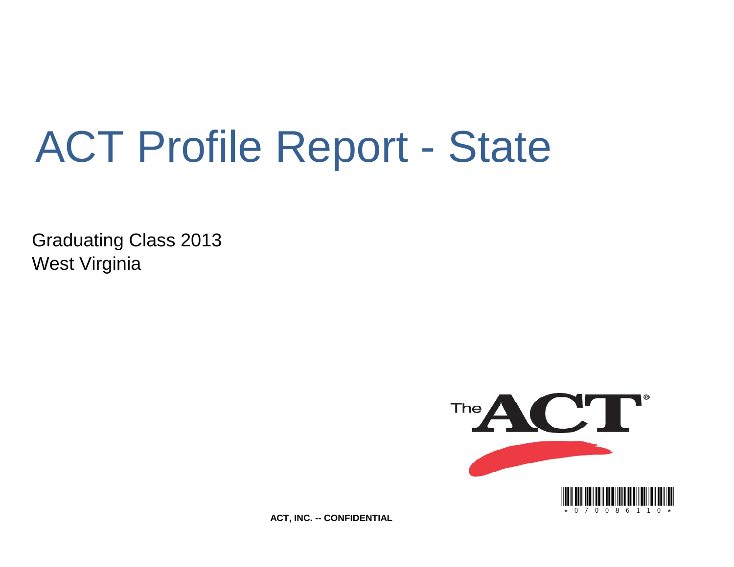# ACT Profile Report - State

Graduating Class 2013
West Virginia

ACT, INC. -- CONFIDENTIAL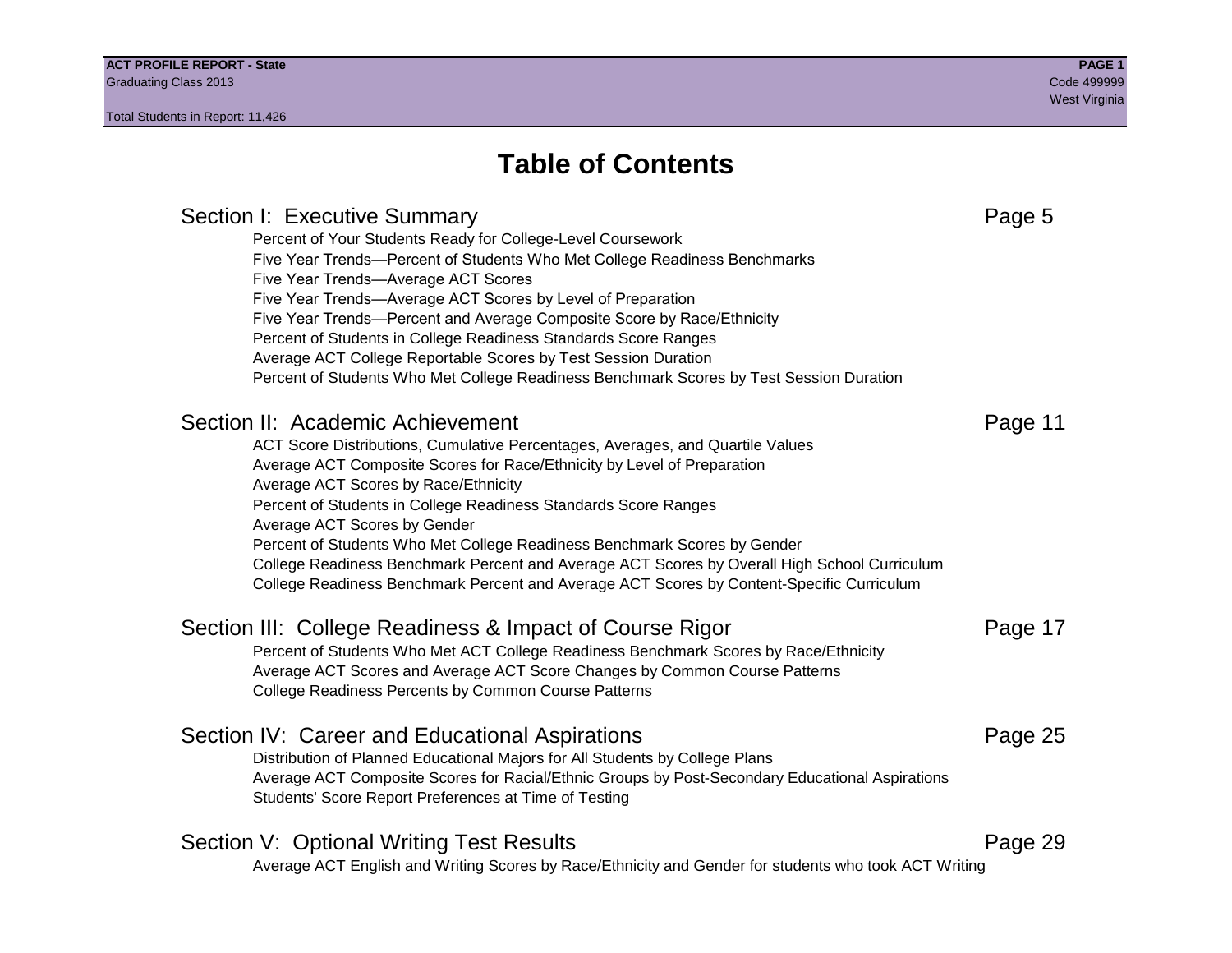# Table of Contents

## Section I: Executive Summary — Page 5

- Percent of Your Students Ready for College-Level Coursework
- Five Year Trends—Percent of Students Who Met College Readiness Benchmarks
- Five Year Trends—Average ACT Scores
- Five Year Trends—Average ACT Scores by Level of Preparation
- Five Year Trends—Percent and Average Composite Score by Race/Ethnicity
- Percent of Students in College Readiness Standards Score Ranges
- Average ACT College Reportable Scores by Test Session Duration
- Percent of Students Who Met College Readiness Benchmark Scores by Test Session Duration

## Section II: Academic Achievement — Page 11

- ACT Score Distributions, Cumulative Percentages, Averages, and Quartile Values
- Average ACT Composite Scores for Race/Ethnicity by Level of Preparation
- Average ACT Scores by Race/Ethnicity
- Percent of Students in College Readiness Standards Score Ranges
- Average ACT Scores by Gender
- Percent of Students Who Met College Readiness Benchmark Scores by Gender
- College Readiness Benchmark Percent and Average ACT Scores by Overall High School Curriculum
- College Readiness Benchmark Percent and Average ACT Scores by Content-Specific Curriculum

## Section III: College Readiness & Impact of Course Rigor — Page 17

- Percent of Students Who Met ACT College Readiness Benchmark Scores by Race/Ethnicity
- Average ACT Scores and Average ACT Score Changes by Common Course Patterns
- College Readiness Percents by Common Course Patterns

## Section IV: Career and Educational Aspirations — Page 25

- Distribution of Planned Educational Majors for All Students by College Plans
- Average ACT Composite Scores for Racial/Ethnic Groups by Post-Secondary Educational Aspirations
- Students' Score Report Preferences at Time of Testing

## Section V: Optional Writing Test Results — Page 29

- Average ACT English and Writing Scores by Race/Ethnicity and Gender for students who took ACT Writing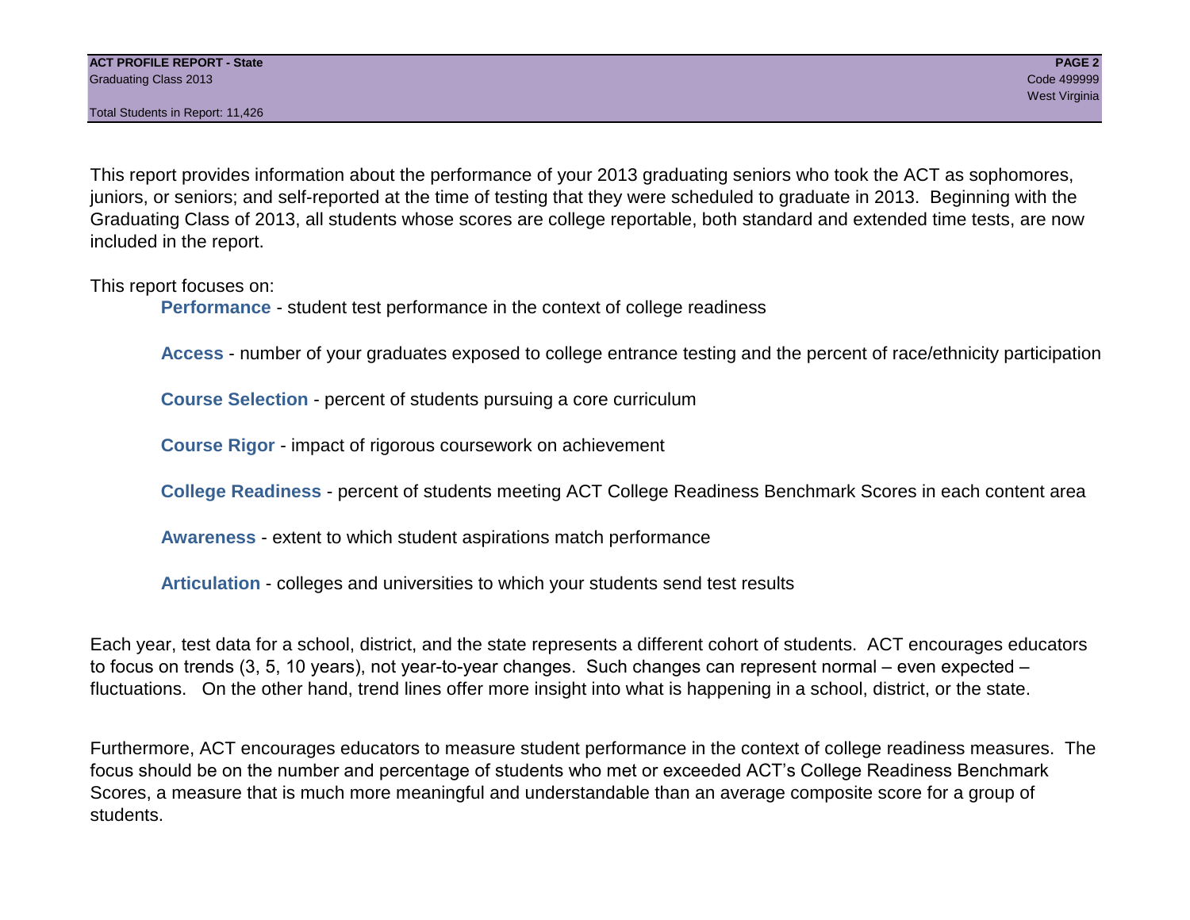This report provides information about the performance of your 2013 graduating seniors who took the ACT as sophomores, juniors, or seniors; and self-reported at the time of testing that they were scheduled to graduate in 2013. Beginning with the Graduating Class of 2013, all students whose scores are college reportable, both standard and extended time tests, are now included in the report.

This report focuses on:

- **Performance** - student test performance in the context of college readiness
- **Access** - number of your graduates exposed to college entrance testing and the percent of race/ethnicity participation
- **Course Selection** - percent of students pursuing a core curriculum
- **Course Rigor** - impact of rigorous coursework on achievement
- **College Readiness** - percent of students meeting ACT College Readiness Benchmark Scores in each content area
- **Awareness** - extent to which student aspirations match performance
- **Articulation** - colleges and universities to which your students send test results

Each year, test data for a school, district, and the state represents a different cohort of students. ACT encourages educators to focus on trends (3, 5, 10 years), not year-to-year changes. Such changes can represent normal – even expected – fluctuations. On the other hand, trend lines offer more insight into what is happening in a school, district, or the state.

Furthermore, ACT encourages educators to measure student performance in the context of college readiness measures. The focus should be on the number and percentage of students who met or exceeded ACT's College Readiness Benchmark Scores, a measure that is much more meaningful and understandable than an average composite score for a group of students.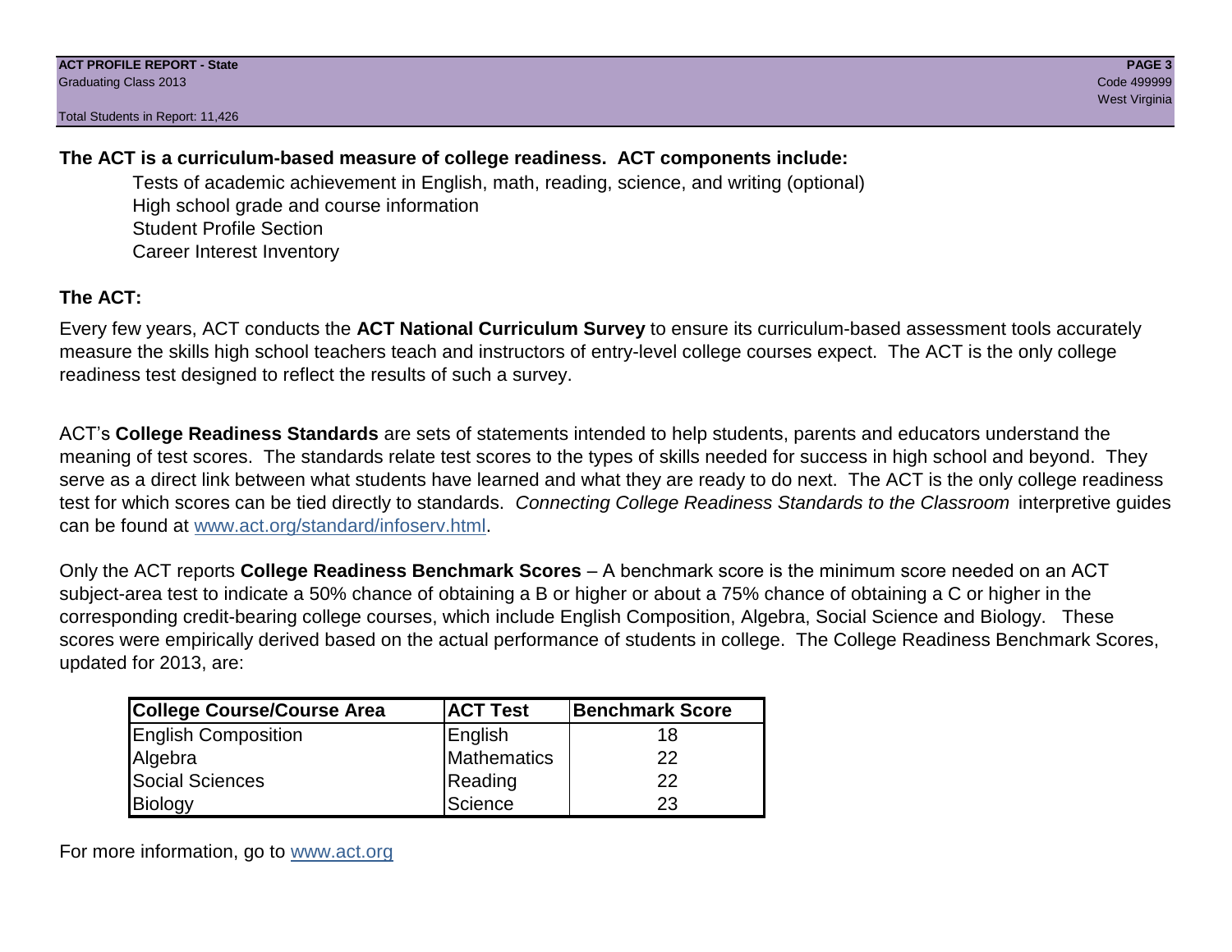**The ACT is a curriculum-based measure of college readiness. ACT components include:**

- Tests of academic achievement in English, math, reading, science, and writing (optional)
- High school grade and course information
- Student Profile Section
- Career Interest Inventory

**The ACT:**

Every few years, ACT conducts the **ACT National Curriculum Survey** to ensure its curriculum-based assessment tools accurately measure the skills high school teachers teach and instructors of entry-level college courses expect. The ACT is the only college readiness test designed to reflect the results of such a survey.

ACT's **College Readiness Standards** are sets of statements intended to help students, parents and educators understand the meaning of test scores. The standards relate test scores to the types of skills needed for success in high school and beyond. They serve as a direct link between what students have learned and what they are ready to do next. The ACT is the only college readiness test for which scores can be tied directly to standards. *Connecting College Readiness Standards to the Classroom* interpretive guides can be found at www.act.org/standard/infoserv.html.

Only the ACT reports **College Readiness Benchmark Scores** – A benchmark score is the minimum score needed on an ACT subject-area test to indicate a 50% chance of obtaining a B or higher or about a 75% chance of obtaining a C or higher in the corresponding credit-bearing college courses, which include English Composition, Algebra, Social Science and Biology. These scores were empirically derived based on the actual performance of students in college. The College Readiness Benchmark Scores, updated for 2013, are:

| College Course/Course Area | ACT Test | Benchmark Score |
|---|---|---|
| English Composition | English | 18 |
| Algebra | Mathematics | 22 |
| Social Sciences | Reading | 22 |
| Biology | Science | 23 |

For more information, go to www.act.org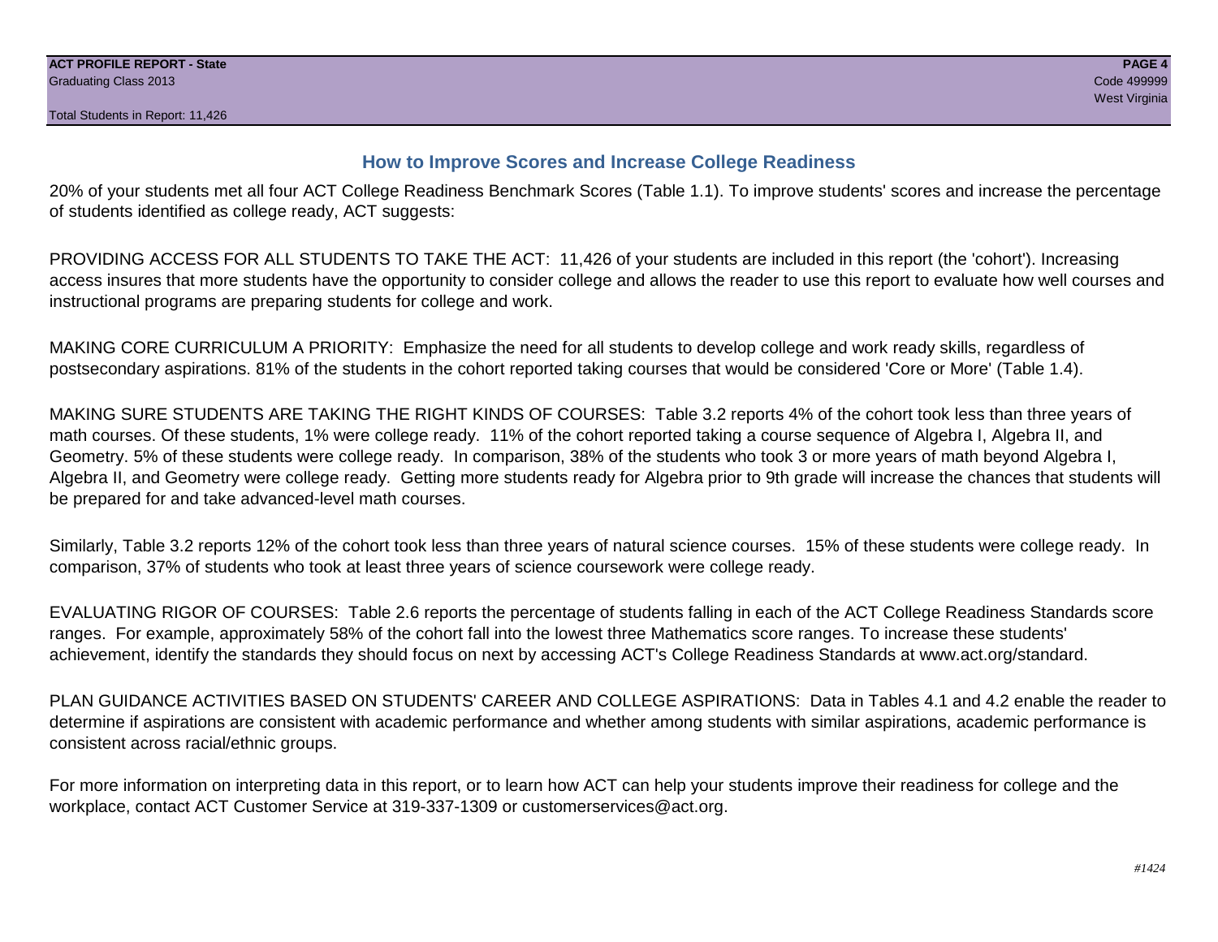## How to Improve Scores and Increase College Readiness

20% of your students met all four ACT College Readiness Benchmark Scores (Table 1.1). To improve students' scores and increase the percentage of students identified as college ready, ACT suggests:

PROVIDING ACCESS FOR ALL STUDENTS TO TAKE THE ACT: 11,426 of your students are included in this report (the 'cohort'). Increasing access insures that more students have the opportunity to consider college and allows the reader to use this report to evaluate how well courses and instructional programs are preparing students for college and work.

MAKING CORE CURRICULUM A PRIORITY: Emphasize the need for all students to develop college and work ready skills, regardless of postsecondary aspirations. 81% of the students in the cohort reported taking courses that would be considered 'Core or More' (Table 1.4).

MAKING SURE STUDENTS ARE TAKING THE RIGHT KINDS OF COURSES: Table 3.2 reports 4% of the cohort took less than three years of math courses. Of these students, 1% were college ready. 11% of the cohort reported taking a course sequence of Algebra I, Algebra II, and Geometry. 5% of these students were college ready. In comparison, 38% of the students who took 3 or more years of math beyond Algebra I, Algebra II, and Geometry were college ready. Getting more students ready for Algebra prior to 9th grade will increase the chances that students will be prepared for and take advanced-level math courses.

Similarly, Table 3.2 reports 12% of the cohort took less than three years of natural science courses. 15% of these students were college ready. In comparison, 37% of students who took at least three years of science coursework were college ready.

EVALUATING RIGOR OF COURSES: Table 2.6 reports the percentage of students falling in each of the ACT College Readiness Standards score ranges. For example, approximately 58% of the cohort fall into the lowest three Mathematics score ranges. To increase these students' achievement, identify the standards they should focus on next by accessing ACT's College Readiness Standards at www.act.org/standard.

PLAN GUIDANCE ACTIVITIES BASED ON STUDENTS' CAREER AND COLLEGE ASPIRATIONS: Data in Tables 4.1 and 4.2 enable the reader to determine if aspirations are consistent with academic performance and whether among students with similar aspirations, academic performance is consistent across racial/ethnic groups.

For more information on interpreting data in this report, or to learn how ACT can help your students improve their readiness for college and the workplace, contact ACT Customer Service at 319-337-1309 or customerservices@act.org.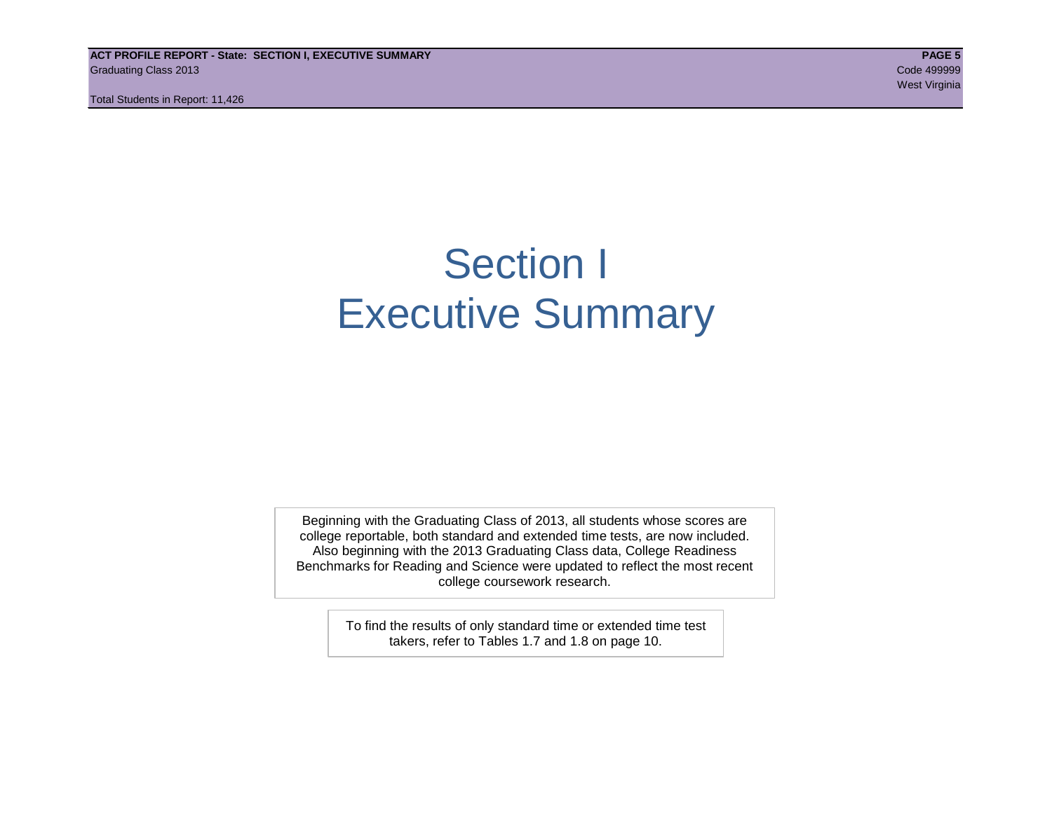# Section I
# Executive Summary

Beginning with the Graduating Class of 2013, all students whose scores are college reportable, both standard and extended time tests, are now included. Also beginning with the 2013 Graduating Class data, College Readiness Benchmarks for Reading and Science were updated to reflect the most recent college coursework research.

To find the results of only standard time or extended time test takers, refer to Tables 1.7 and 1.8 on page 10.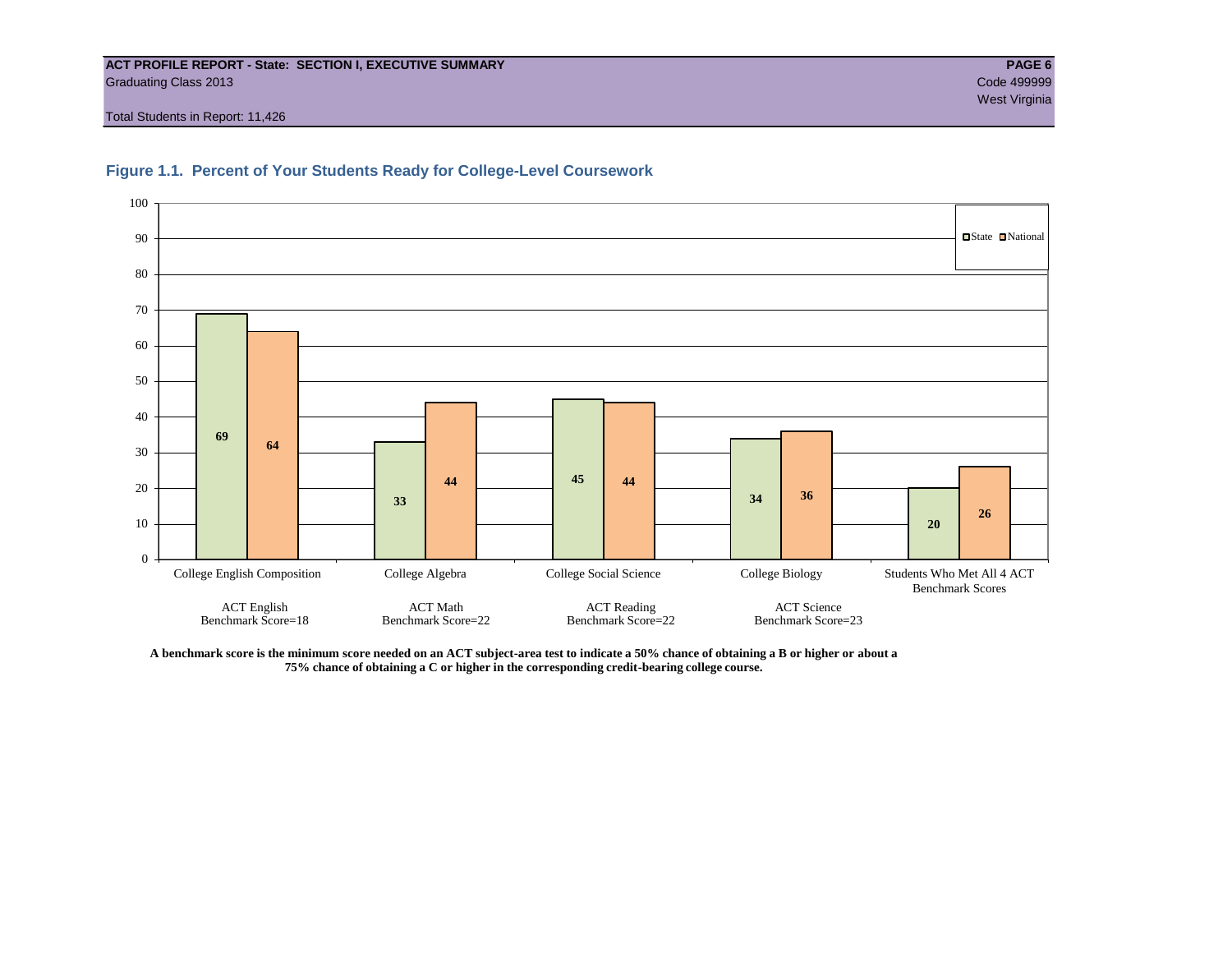**ACT PROFILE REPORT - State: SECTION I, EXECUTIVE SUMMARY**
Graduating Class 2013
Code 499999
West Virginia

Total Students in Report: 11,426

### Figure 1.1. Percent of Your Students Ready for College-Level Coursework

| Course | ACT Benchmark | State | National |
|---|---|---|---|
| College English Composition | ACT English Benchmark Score=18 | 69 | 64 |
| College Algebra | ACT Math Benchmark Score=22 | 33 | 44 |
| College Social Science | ACT Reading Benchmark Score=22 | 45 | 44 |
| College Biology | ACT Science Benchmark Score=23 | 34 | 36 |
| Students Who Met All 4 ACT Benchmark Scores | | 20 | 26 |

**A benchmark score is the minimum score needed on an ACT subject-area test to indicate a 50% chance of obtaining a B or higher or about a 75% chance of obtaining a C or higher in the corresponding credit-bearing college course.**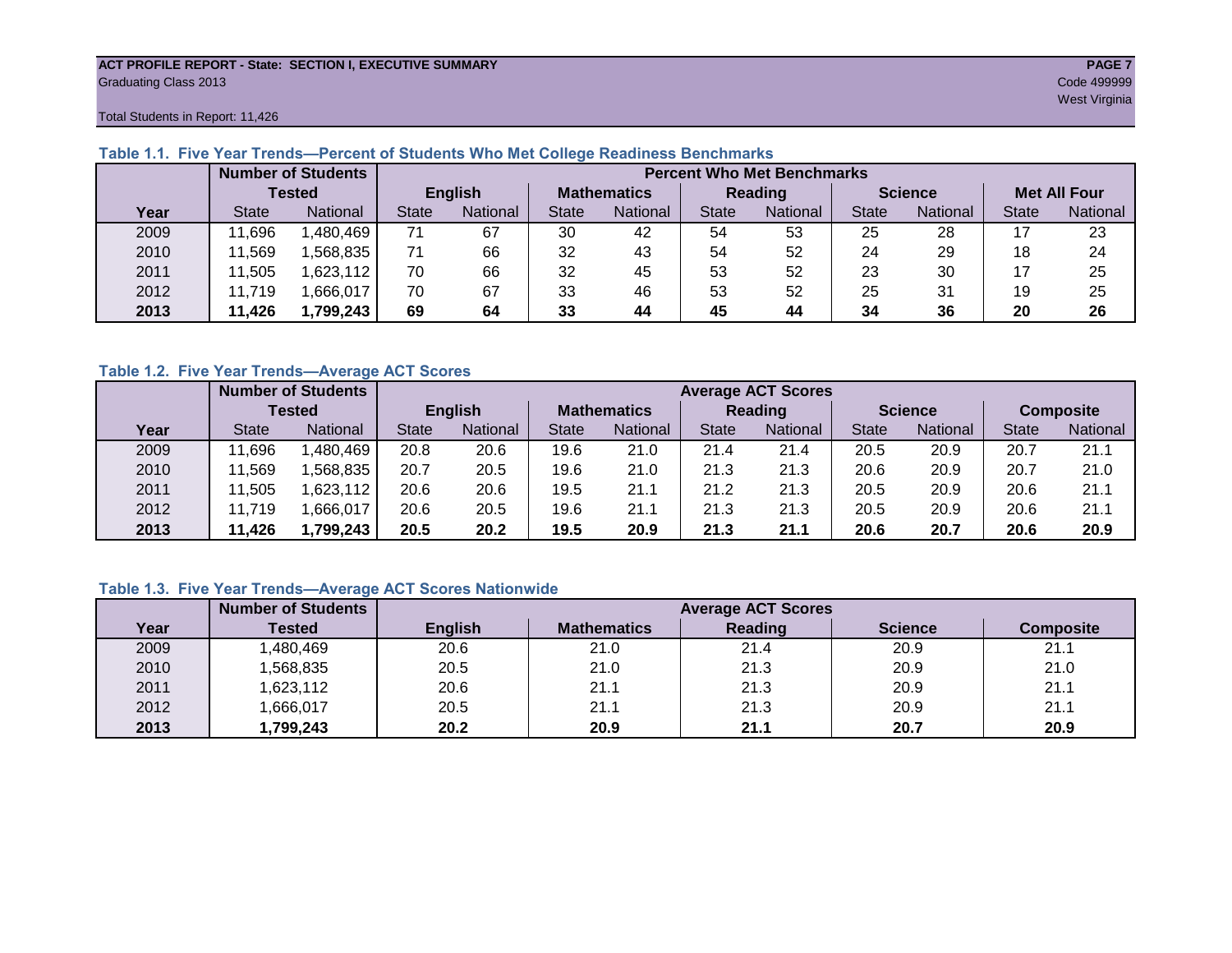**ACT PROFILE REPORT - State: SECTION I, EXECUTIVE SUMMARY**
Graduating Class 2013

Code 499999
West Virginia

Total Students in Report: 11,426

### Table 1.1. Five Year Trends—Percent of Students Who Met College Readiness Benchmarks

| | Number of Students Tested | | Percent Who Met Benchmarks | | | | | | | | | |
|---|---|---|---|---|---|---|---|---|---|---|---|---|
| | | | English | | Mathematics | | Reading | | Science | | Met All Four | |
| Year | State | National | State | National | State | National | State | National | State | National | State | National |
| 2009 | 11,696 | 1,480,469 | 71 | 67 | 30 | 42 | 54 | 53 | 25 | 28 | 17 | 23 |
| 2010 | 11,569 | 1,568,835 | 71 | 66 | 32 | 43 | 54 | 52 | 24 | 29 | 18 | 24 |
| 2011 | 11,505 | 1,623,112 | 70 | 66 | 32 | 45 | 53 | 52 | 23 | 30 | 17 | 25 |
| 2012 | 11,719 | 1,666,017 | 70 | 67 | 33 | 46 | 53 | 52 | 25 | 31 | 19 | 25 |
| **2013** | **11,426** | **1,799,243** | **69** | **64** | **33** | **44** | **45** | **44** | **34** | **36** | **20** | **26** |

### Table 1.2. Five Year Trends—Average ACT Scores

| | Number of Students Tested | | Average ACT Scores | | | | | | | | | |
|---|---|---|---|---|---|---|---|---|---|---|---|---|
| | | | English | | Mathematics | | Reading | | Science | | Composite | |
| Year | State | National | State | National | State | National | State | National | State | National | State | National |
| 2009 | 11,696 | 1,480,469 | 20.8 | 20.6 | 19.6 | 21.0 | 21.4 | 21.4 | 20.5 | 20.9 | 20.7 | 21.1 |
| 2010 | 11,569 | 1,568,835 | 20.7 | 20.5 | 19.6 | 21.0 | 21.3 | 21.3 | 20.6 | 20.9 | 20.7 | 21.0 |
| 2011 | 11,505 | 1,623,112 | 20.6 | 20.6 | 19.5 | 21.1 | 21.2 | 21.3 | 20.5 | 20.9 | 20.6 | 21.1 |
| 2012 | 11,719 | 1,666,017 | 20.6 | 20.5 | 19.6 | 21.1 | 21.3 | 21.3 | 20.5 | 20.9 | 20.6 | 21.1 |
| **2013** | **11,426** | **1,799,243** | **20.5** | **20.2** | **19.5** | **20.9** | **21.3** | **21.1** | **20.6** | **20.7** | **20.6** | **20.9** |

### Table 1.3. Five Year Trends—Average ACT Scores Nationwide

| | Number of Students | Average ACT Scores | | | | |
|---|---|---|---|---|---|---|
| Year | Tested | English | Mathematics | Reading | Science | Composite |
| 2009 | 1,480,469 | 20.6 | 21.0 | 21.4 | 20.9 | 21.1 |
| 2010 | 1,568,835 | 20.5 | 21.0 | 21.3 | 20.9 | 21.0 |
| 2011 | 1,623,112 | 20.6 | 21.1 | 21.3 | 20.9 | 21.1 |
| 2012 | 1,666,017 | 20.5 | 21.1 | 21.3 | 20.9 | 21.1 |
| **2013** | **1,799,243** | **20.2** | **20.9** | **21.1** | **20.7** | **20.9** |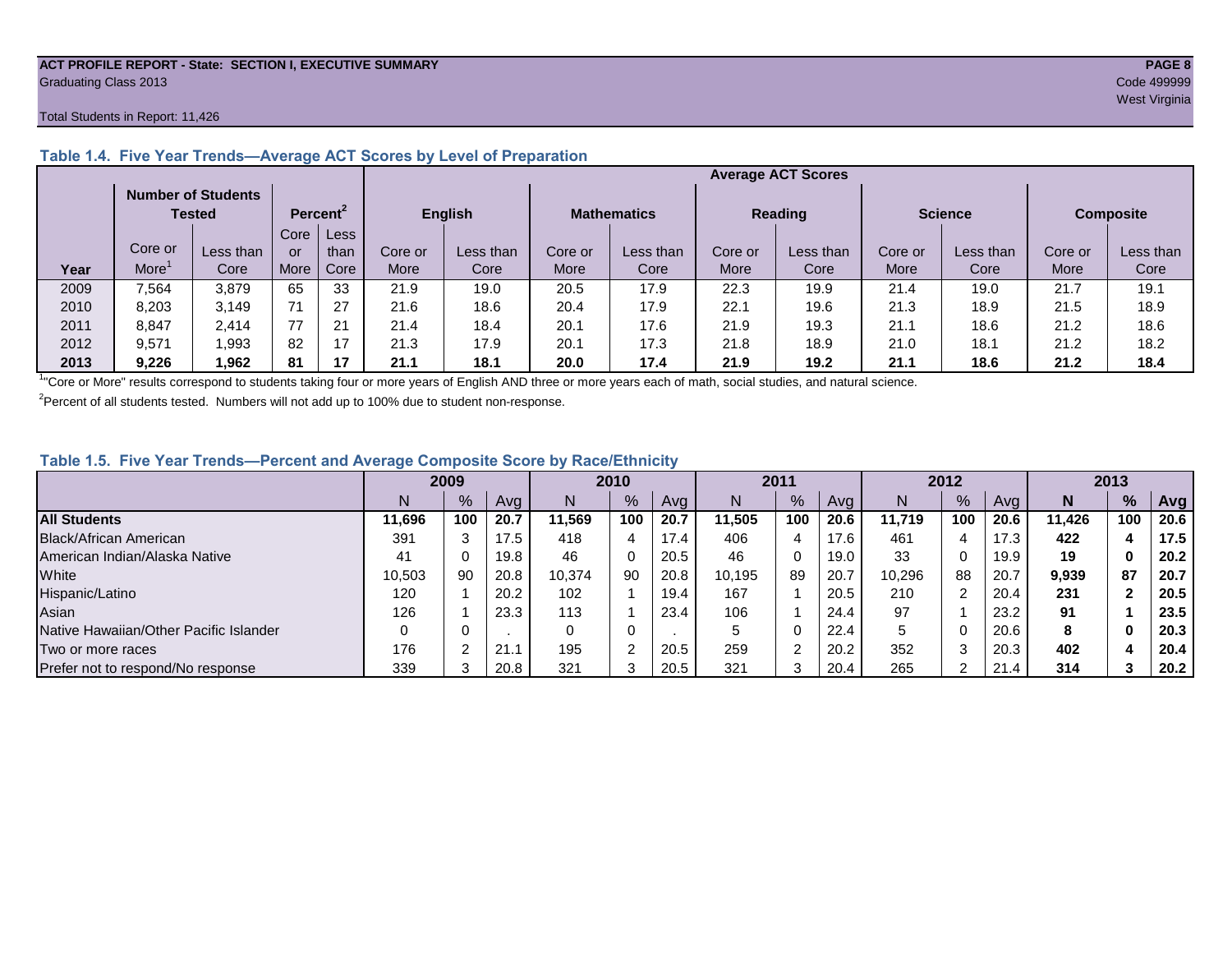ACT PROFILE REPORT - State: SECTION I, EXECUTIVE SUMMARY
Graduating Class 2013
Code 499999
West Virginia

Total Students in Report: 11,426

### Table 1.4. Five Year Trends—Average ACT Scores by Level of Preparation

| | Number of Students Tested | | Percent[2] | | Average ACT Scores | | | | | | | | | |
|---|---|---|---|---|---|---|---|---|---|---|---|---|---|---|
| | | | | | English | | Mathematics | | Reading | | Science | | Composite | |
| Year | Core or More[1] | Less than Core | Core or More | Less than Core | Core or More | Less than Core | Core or More | Less than Core | Core or More | Less than Core | Core or More | Less than Core | Core or More | Less than Core |
| 2009 | 7,564 | 3,879 | 65 | 33 | 21.9 | 19.0 | 20.5 | 17.9 | 22.3 | 19.9 | 21.4 | 19.0 | 21.7 | 19.1 |
| 2010 | 8,203 | 3,149 | 71 | 27 | 21.6 | 18.6 | 20.4 | 17.9 | 22.1 | 19.6 | 21.3 | 18.9 | 21.5 | 18.9 |
| 2011 | 8,847 | 2,414 | 77 | 21 | 21.4 | 18.4 | 20.1 | 17.6 | 21.9 | 19.3 | 21.1 | 18.6 | 21.2 | 18.6 |
| 2012 | 9,571 | 1,993 | 82 | 17 | 21.3 | 17.9 | 20.1 | 17.3 | 21.8 | 18.9 | 21.0 | 18.1 | 21.2 | 18.2 |
| **2013** | **9,226** | **1,962** | **81** | **17** | **21.1** | **18.1** | **20.0** | **17.4** | **21.9** | **19.2** | **21.1** | **18.6** | **21.2** | **18.4** |

[1]"Core or More" results correspond to students taking four or more years of English AND three or more years each of math, social studies, and natural science.

[2]Percent of all students tested. Numbers will not add up to 100% due to student non-response.

### Table 1.5. Five Year Trends—Percent and Average Composite Score by Race/Ethnicity

| | 2009 | | | 2010 | | | 2011 | | | 2012 | | | **2013** | | |
|---|---|---|---|---|---|---|---|---|---|---|---|---|---|---|---|
| | N | % | Avg | N | % | Avg | N | % | Avg | N | % | Avg | **N** | **%** | **Avg** |
| **All Students** | **11,696** | **100** | **20.7** | **11,569** | **100** | **20.7** | **11,505** | **100** | **20.6** | **11,719** | **100** | **20.6** | **11,426** | **100** | **20.6** |
| Black/African American | 391 | 3 | 17.5 | 418 | 4 | 17.4 | 406 | 4 | 17.6 | 461 | 4 | 17.3 | **422** | **4** | **17.5** |
| American Indian/Alaska Native | 41 | 0 | 19.8 | 46 | 0 | 20.5 | 46 | 0 | 19.0 | 33 | 0 | 19.9 | **19** | **0** | **20.2** |
| White | 10,503 | 90 | 20.8 | 10,374 | 90 | 20.8 | 10,195 | 89 | 20.7 | 10,296 | 88 | 20.7 | **9,939** | **87** | **20.7** |
| Hispanic/Latino | 120 | 1 | 20.2 | 102 | 1 | 19.4 | 167 | 1 | 20.5 | 210 | 2 | 20.4 | **231** | **2** | **20.5** |
| Asian | 126 | 1 | 23.3 | 113 | 1 | 23.4 | 106 | 1 | 24.4 | 97 | 1 | 23.2 | **91** | **1** | **23.5** |
| Native Hawaiian/Other Pacific Islander | 0 | 0 | . | 0 | 0 | . | 5 | 0 | 22.4 | 5 | 0 | 20.6 | **8** | **0** | **20.3** |
| Two or more races | 176 | 2 | 21.1 | 195 | 2 | 20.5 | 259 | 2 | 20.2 | 352 | 3 | 20.3 | **402** | **4** | **20.4** |
| Prefer not to respond/No response | 339 | 3 | 20.8 | 321 | 3 | 20.5 | 321 | 3 | 20.4 | 265 | 2 | 21.4 | **314** | **3** | **20.2** |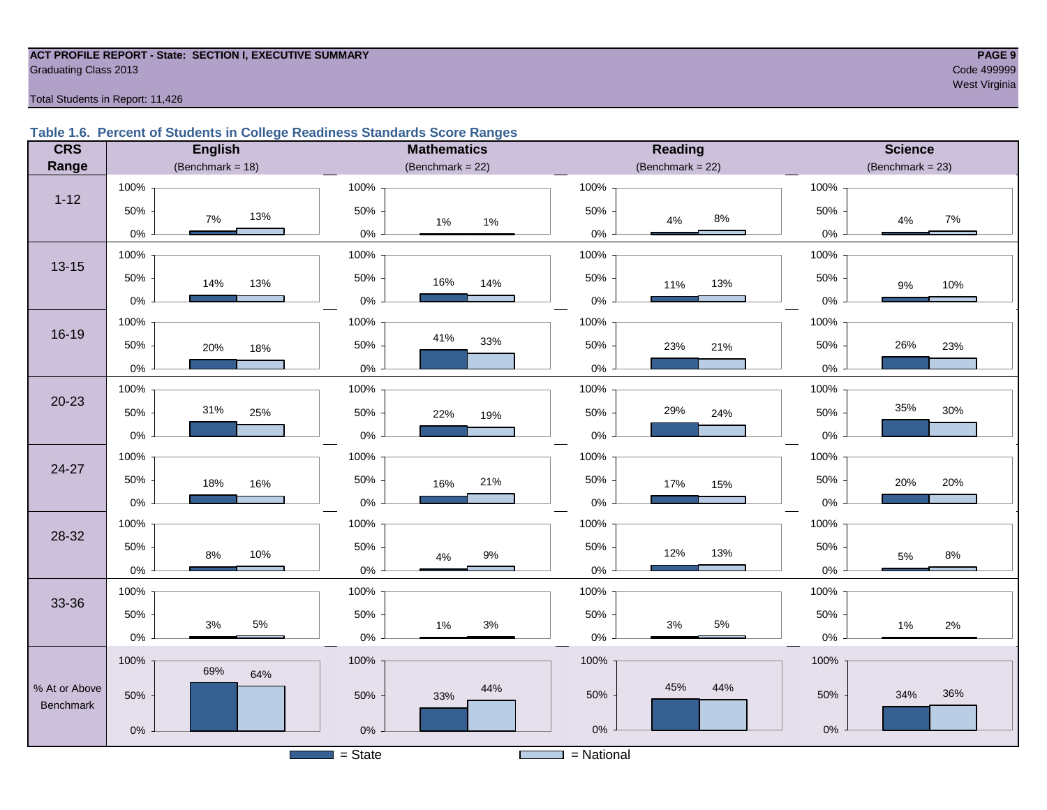ACT PROFILE REPORT - State: SECTION I, EXECUTIVE SUMMARY
Graduating Class 2013

Code 499999
West Virginia

Total Students in Report: 11,426

### Table 1.6. Percent of Students in College Readiness Standards Score Ranges

| CRS Range | English (Benchmark = 18) State | English National | Mathematics (Benchmark = 22) State | Mathematics National | Reading (Benchmark = 22) State | Reading National | Science (Benchmark = 23) State | Science National |
|---|---|---|---|---|---|---|---|---|
| 1-12 | 7% | 13% | 1% | 1% | 4% | 8% | 4% | 7% |
| 13-15 | 14% | 13% | 16% | 14% | 11% | 13% | 9% | 10% |
| 16-19 | 20% | 18% | 41% | 33% | 23% | 21% | 26% | 23% |
| 20-23 | 31% | 25% | 22% | 19% | 29% | 24% | 35% | 30% |
| 24-27 | 18% | 16% | 16% | 21% | 17% | 15% | 20% | 20% |
| 28-32 | 8% | 10% | 4% | 9% | 12% | 13% | 5% | 8% |
| 33-36 | 3% | 5% | 1% | 3% | 3% | 5% | 1% | 2% |
| % At or Above Benchmark | 69% | 64% | 33% | 44% | 45% | 44% | 34% | 36% |

= State = National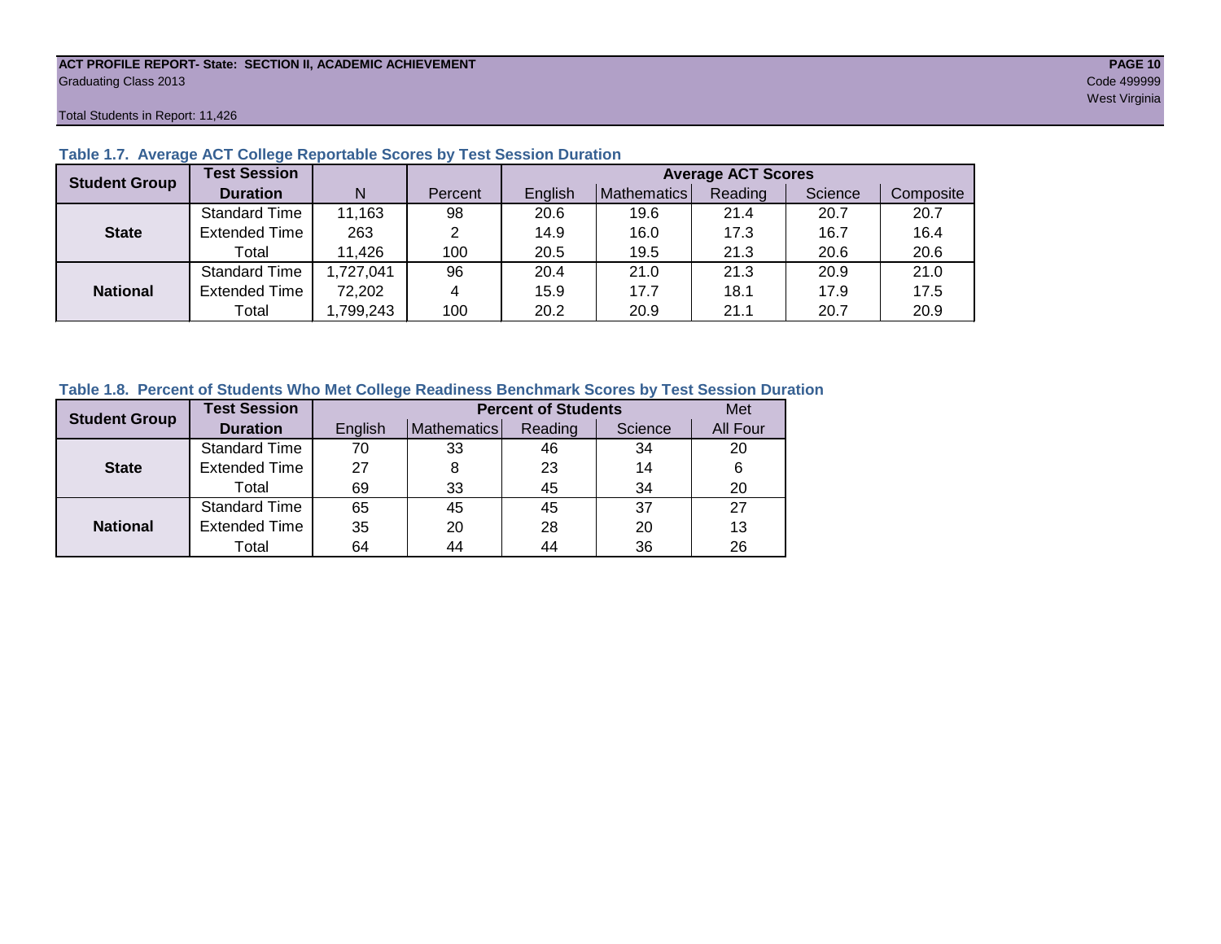Table 1.7. Average ACT College Reportable Scores by Test Session Duration

| Student Group | Test Session Duration | N | Percent | Average ACT Scores English | Mathematics | Reading | Science | Composite |
|---|---|---|---|---|---|---|---|---|
| State | Standard Time | 11,163 | 98 | 20.6 | 19.6 | 21.4 | 20.7 | 20.7 |
| | Extended Time | 263 | 2 | 14.9 | 16.0 | 17.3 | 16.7 | 16.4 |
| | Total | 11,426 | 100 | 20.5 | 19.5 | 21.3 | 20.6 | 20.6 |
| National | Standard Time | 1,727,041 | 96 | 20.4 | 21.0 | 21.3 | 20.9 | 21.0 |
| | Extended Time | 72,202 | 4 | 15.9 | 17.7 | 18.1 | 17.9 | 17.5 |
| | Total | 1,799,243 | 100 | 20.2 | 20.9 | 21.1 | 20.7 | 20.9 |

Table 1.8. Percent of Students Who Met College Readiness Benchmark Scores by Test Session Duration

| Student Group | Test Session Duration | Percent of Students English | Mathematics | Reading | Science | Met All Four |
|---|---|---|---|---|---|---|
| State | Standard Time | 70 | 33 | 46 | 34 | 20 |
| | Extended Time | 27 | 8 | 23 | 14 | 6 |
| | Total | 69 | 33 | 45 | 34 | 20 |
| National | Standard Time | 65 | 45 | 45 | 37 | 27 |
| | Extended Time | 35 | 20 | 28 | 20 | 13 |
| | Total | 64 | 44 | 44 | 36 | 26 |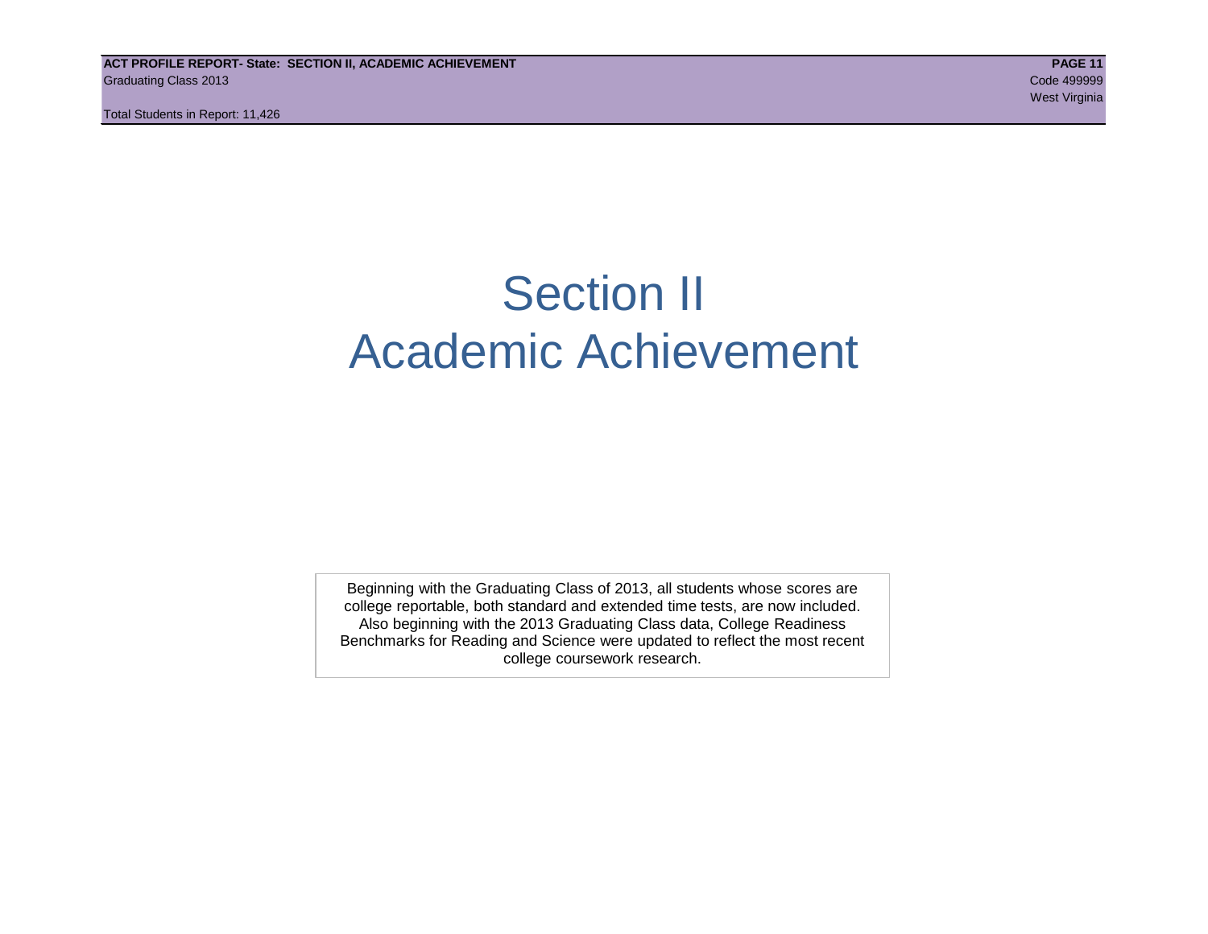# Section II
# Academic Achievement

Beginning with the Graduating Class of 2013, all students whose scores are college reportable, both standard and extended time tests, are now included. Also beginning with the 2013 Graduating Class data, College Readiness Benchmarks for Reading and Science were updated to reflect the most recent college coursework research.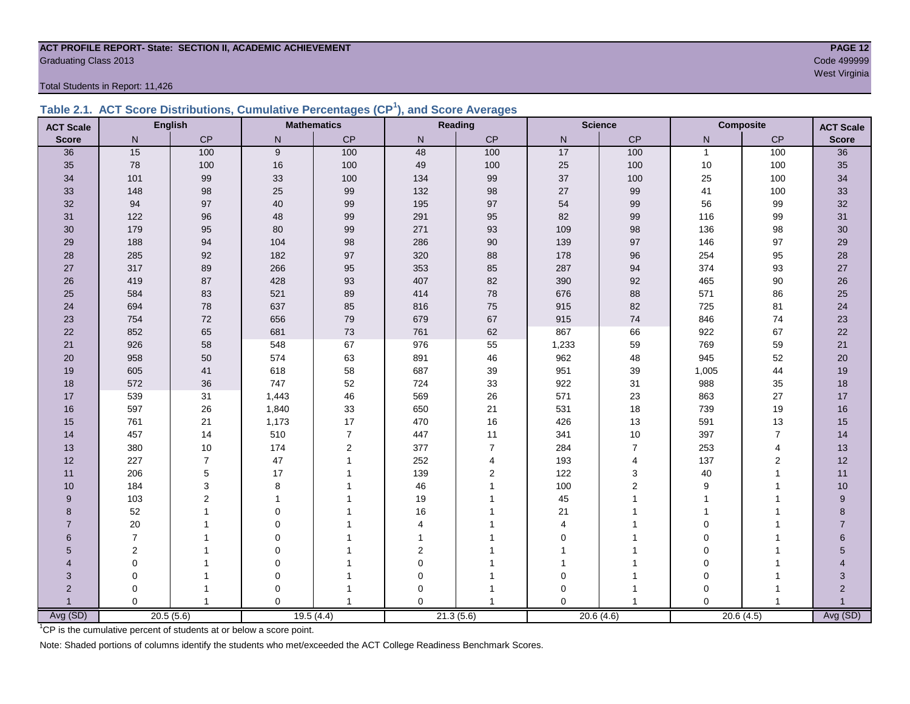**ACT PROFILE REPORT- State: SECTION II, ACADEMIC ACHIEVEMENT**
Graduating Class 2013

Code 499999
West Virginia

Total Students in Report: 11,426

### Table 2.1. ACT Score Distributions, Cumulative Percentages (CP[1]), and Score Averages

| ACT Scale | English | | Mathematics | | Reading | | Science | | Composite | | ACT Scale |
|---|---|---|---|---|---|---|---|---|---|---|---|
| Score | N | CP | N | CP | N | CP | N | CP | N | CP | Score |
| 36 | 15 | 100 | 9 | 100 | 48 | 100 | 17 | 100 | 1 | 100 | 36 |
| 35 | 78 | 100 | 16 | 100 | 49 | 100 | 25 | 100 | 10 | 100 | 35 |
| 34 | 101 | 99 | 33 | 100 | 134 | 99 | 37 | 100 | 25 | 100 | 34 |
| 33 | 148 | 98 | 25 | 99 | 132 | 98 | 27 | 99 | 41 | 100 | 33 |
| 32 | 94 | 97 | 40 | 99 | 195 | 97 | 54 | 99 | 56 | 99 | 32 |
| 31 | 122 | 96 | 48 | 99 | 291 | 95 | 82 | 99 | 116 | 99 | 31 |
| 30 | 179 | 95 | 80 | 99 | 271 | 93 | 109 | 98 | 136 | 98 | 30 |
| 29 | 188 | 94 | 104 | 98 | 286 | 90 | 139 | 97 | 146 | 97 | 29 |
| 28 | 285 | 92 | 182 | 97 | 320 | 88 | 178 | 96 | 254 | 95 | 28 |
| 27 | 317 | 89 | 266 | 95 | 353 | 85 | 287 | 94 | 374 | 93 | 27 |
| 26 | 419 | 87 | 428 | 93 | 407 | 82 | 390 | 92 | 465 | 90 | 26 |
| 25 | 584 | 83 | 521 | 89 | 414 | 78 | 676 | 88 | 571 | 86 | 25 |
| 24 | 694 | 78 | 637 | 85 | 816 | 75 | 915 | 82 | 725 | 81 | 24 |
| 23 | 754 | 72 | 656 | 79 | 679 | 67 | 915 | 74 | 846 | 74 | 23 |
| 22 | 852 | 65 | 681 | 73 | 761 | 62 | 867 | 66 | 922 | 67 | 22 |
| 21 | 926 | 58 | 548 | 67 | 976 | 55 | 1,233 | 59 | 769 | 59 | 21 |
| 20 | 958 | 50 | 574 | 63 | 891 | 46 | 962 | 48 | 945 | 52 | 20 |
| 19 | 605 | 41 | 618 | 58 | 687 | 39 | 951 | 39 | 1,005 | 44 | 19 |
| 18 | 572 | 36 | 747 | 52 | 724 | 33 | 922 | 31 | 988 | 35 | 18 |
| 17 | 539 | 31 | 1,443 | 46 | 569 | 26 | 571 | 23 | 863 | 27 | 17 |
| 16 | 597 | 26 | 1,840 | 33 | 650 | 21 | 531 | 18 | 739 | 19 | 16 |
| 15 | 761 | 21 | 1,173 | 17 | 470 | 16 | 426 | 13 | 591 | 13 | 15 |
| 14 | 457 | 14 | 510 | 7 | 447 | 11 | 341 | 10 | 397 | 7 | 14 |
| 13 | 380 | 10 | 174 | 2 | 377 | 7 | 284 | 7 | 253 | 4 | 13 |
| 12 | 227 | 7 | 47 | 1 | 252 | 4 | 193 | 4 | 137 | 2 | 12 |
| 11 | 206 | 5 | 17 | 1 | 139 | 2 | 122 | 3 | 40 | 1 | 11 |
| 10 | 184 | 3 | 8 | 1 | 46 | 1 | 100 | 2 | 9 | 1 | 10 |
| 9 | 103 | 2 | 1 | 1 | 19 | 1 | 45 | 1 | 1 | 1 | 9 |
| 8 | 52 | 1 | 0 | 1 | 16 | 1 | 21 | 1 | 1 | 1 | 8 |
| 7 | 20 | 1 | 0 | 1 | 4 | 1 | 4 | 1 | 0 | 1 | 7 |
| 6 | 7 | 1 | 0 | 1 | 1 | 1 | 0 | 1 | 0 | 1 | 6 |
| 5 | 2 | 1 | 0 | 1 | 2 | 1 | 1 | 1 | 0 | 1 | 5 |
| 4 | 0 | 1 | 0 | 1 | 0 | 1 | 1 | 1 | 0 | 1 | 4 |
| 3 | 0 | 1 | 0 | 1 | 0 | 1 | 0 | 1 | 0 | 1 | 3 |
| 2 | 0 | 1 | 0 | 1 | 0 | 1 | 0 | 1 | 0 | 1 | 2 |
| 1 | 0 | 1 | 0 | 1 | 0 | 1 | 0 | 1 | 0 | 1 | 1 |
| Avg (SD) | 20.5 (5.6) | | 19.5 (4.4) | | 21.3 (5.6) | | 20.6 (4.6) | | 20.6 (4.5) | | Avg (SD) |

[1]CP is the cumulative percent of students at or below a score point.

Note: Shaded portions of columns identify the students who met/exceeded the ACT College Readiness Benchmark Scores.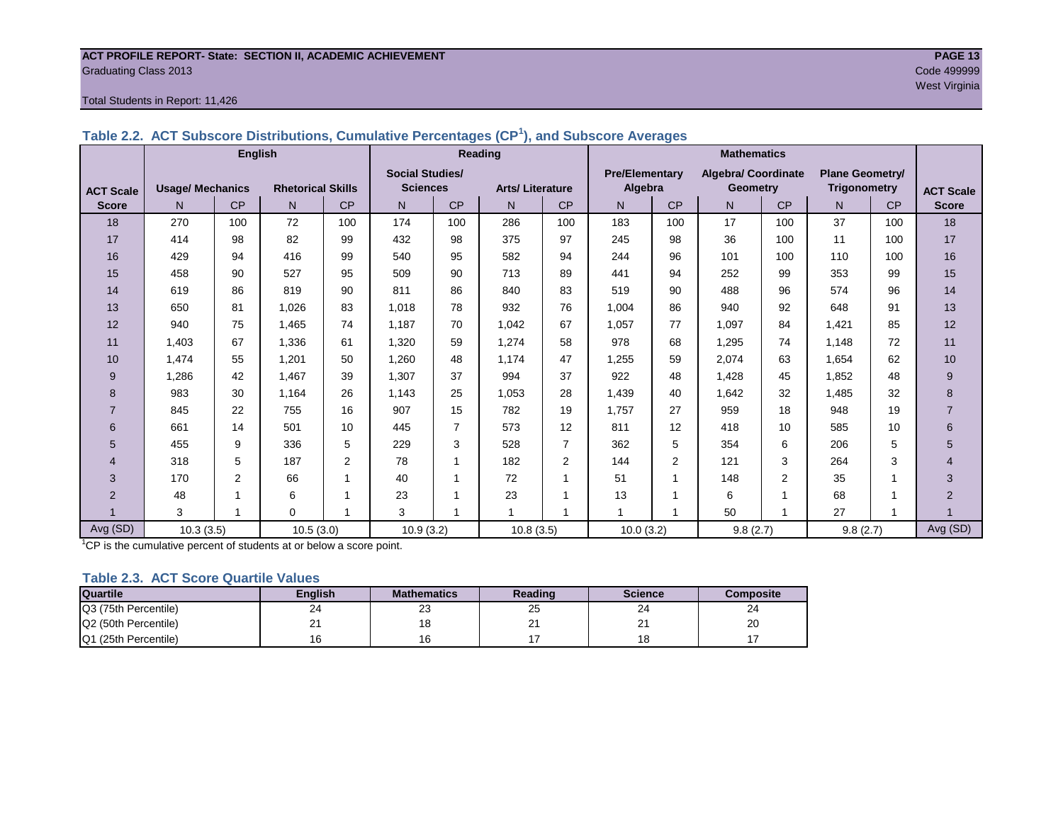ACT PROFILE REPORT- State: SECTION II, ACADEMIC ACHIEVEMENT

Graduating Class 2013

Code 499999

West Virginia

Total Students in Report: 11,426

### Table 2.2. ACT Subscore Distributions, Cumulative Percentages (CP[1]), and Subscore Averages

| | English | | | | Reading | | | | Mathematics | | | | | | |
|---|---|---|---|---|---|---|---|---|---|---|---|---|---|---|---|
| ACT Scale | Usage/ Mechanics | | Rhetorical Skills | | Social Studies/ Sciences | | Arts/ Literature | | Pre/Elementary Algebra | | Algebra/ Coordinate Geometry | | Plane Geometry/ Trigonometry | | ACT Scale |
| Score | N | CP | N | CP | N | CP | N | CP | N | CP | N | CP | N | CP | Score |
| 18 | 270 | 100 | 72 | 100 | 174 | 100 | 286 | 100 | 183 | 100 | 17 | 100 | 37 | 100 | 18 |
| 17 | 414 | 98 | 82 | 99 | 432 | 98 | 375 | 97 | 245 | 98 | 36 | 100 | 11 | 100 | 17 |
| 16 | 429 | 94 | 416 | 99 | 540 | 95 | 582 | 94 | 244 | 96 | 101 | 100 | 110 | 100 | 16 |
| 15 | 458 | 90 | 527 | 95 | 509 | 90 | 713 | 89 | 441 | 94 | 252 | 99 | 353 | 99 | 15 |
| 14 | 619 | 86 | 819 | 90 | 811 | 86 | 840 | 83 | 519 | 90 | 488 | 96 | 574 | 96 | 14 |
| 13 | 650 | 81 | 1,026 | 83 | 1,018 | 78 | 932 | 76 | 1,004 | 86 | 940 | 92 | 648 | 91 | 13 |
| 12 | 940 | 75 | 1,465 | 74 | 1,187 | 70 | 1,042 | 67 | 1,057 | 77 | 1,097 | 84 | 1,421 | 85 | 12 |
| 11 | 1,403 | 67 | 1,336 | 61 | 1,320 | 59 | 1,274 | 58 | 978 | 68 | 1,295 | 74 | 1,148 | 72 | 11 |
| 10 | 1,474 | 55 | 1,201 | 50 | 1,260 | 48 | 1,174 | 47 | 1,255 | 59 | 2,074 | 63 | 1,654 | 62 | 10 |
| 9 | 1,286 | 42 | 1,467 | 39 | 1,307 | 37 | 994 | 37 | 922 | 48 | 1,428 | 45 | 1,852 | 48 | 9 |
| 8 | 983 | 30 | 1,164 | 26 | 1,143 | 25 | 1,053 | 28 | 1,439 | 40 | 1,642 | 32 | 1,485 | 32 | 8 |
| 7 | 845 | 22 | 755 | 16 | 907 | 15 | 782 | 19 | 1,757 | 27 | 959 | 18 | 948 | 19 | 7 |
| 6 | 661 | 14 | 501 | 10 | 445 | 7 | 573 | 12 | 811 | 12 | 418 | 10 | 585 | 10 | 6 |
| 5 | 455 | 9 | 336 | 5 | 229 | 3 | 528 | 7 | 362 | 5 | 354 | 6 | 206 | 5 | 5 |
| 4 | 318 | 5 | 187 | 2 | 78 | 1 | 182 | 2 | 144 | 2 | 121 | 3 | 264 | 3 | 4 |
| 3 | 170 | 2 | 66 | 1 | 40 | 1 | 72 | 1 | 51 | 1 | 148 | 2 | 35 | 1 | 3 |
| 2 | 48 | 1 | 6 | 1 | 23 | 1 | 23 | 1 | 13 | 1 | 6 | 1 | 68 | 1 | 2 |
| 1 | 3 | 1 | 0 | 1 | 3 | 1 | 1 | 1 | 1 | 1 | 50 | 1 | 27 | 1 | 1 |
| Avg (SD) | 10.3 (3.5) | | 10.5 (3.0) | | 10.9 (3.2) | | 10.8 (3.5) | | 10.0 (3.2) | | 9.8 (2.7) | | 9.8 (2.7) | | Avg (SD) |

[1]CP is the cumulative percent of students at or below a score point.

### Table 2.3. ACT Score Quartile Values

| Quartile | English | Mathematics | Reading | Science | Composite |
|---|---|---|---|---|---|
| Q3 (75th Percentile) | 24 | 23 | 25 | 24 | 24 |
| Q2 (50th Percentile) | 21 | 18 | 21 | 21 | 20 |
| Q1 (25th Percentile) | 16 | 16 | 17 | 18 | 17 |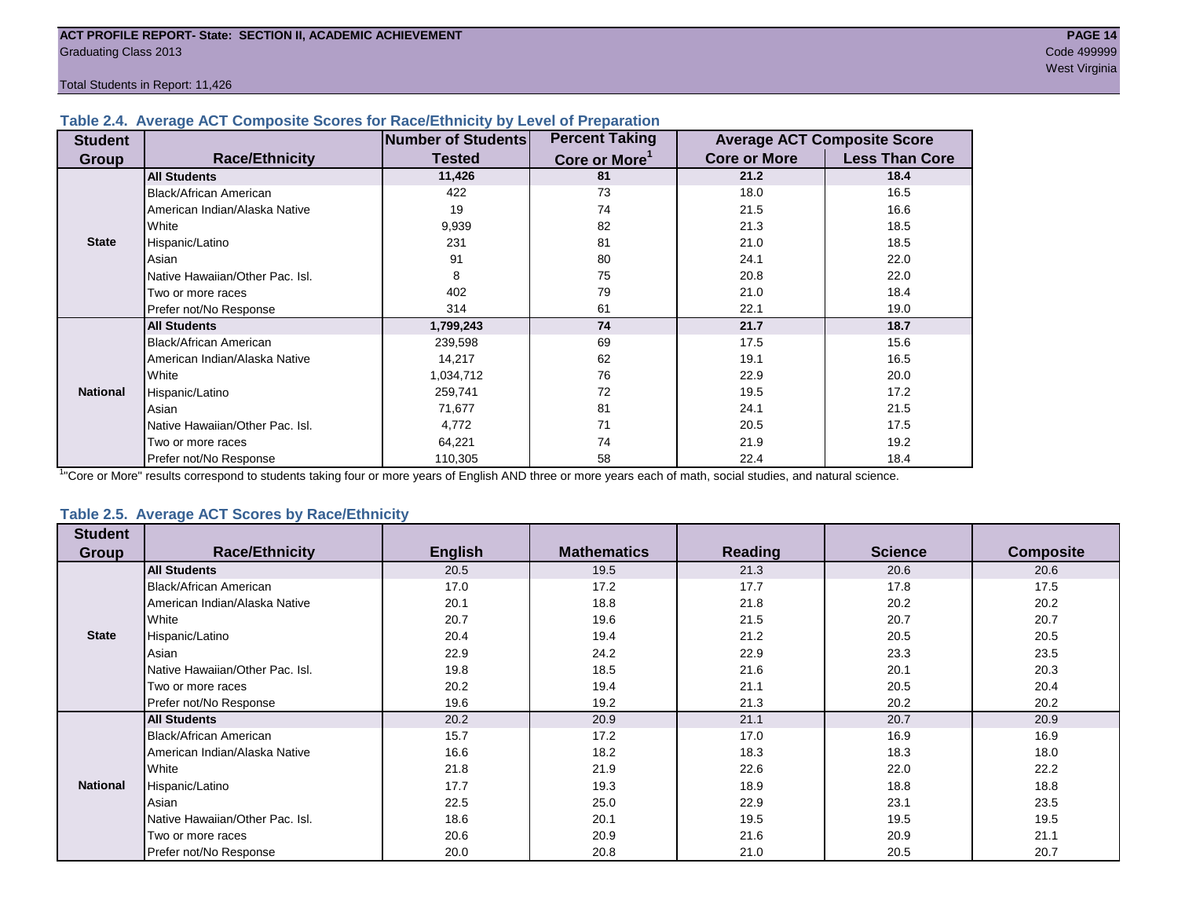### Table 2.4. Average ACT Composite Scores for Race/Ethnicity by Level of Preparation

| Student Group | Race/Ethnicity | Number of Students Tested | Percent Taking Core or More[1] | Average ACT Composite Score | |
|---|---|---|---|---|---|
| | | | | Core or More | Less Than Core |
| State | **All Students** | **11,426** | **81** | **21.2** | **18.4** |
| | Black/African American | 422 | 73 | 18.0 | 16.5 |
| | American Indian/Alaska Native | 19 | 74 | 21.5 | 16.6 |
| | White | 9,939 | 82 | 21.3 | 18.5 |
| | Hispanic/Latino | 231 | 81 | 21.0 | 18.5 |
| | Asian | 91 | 80 | 24.1 | 22.0 |
| | Native Hawaiian/Other Pac. Isl. | 8 | 75 | 20.8 | 22.0 |
| | Two or more races | 402 | 79 | 21.0 | 18.4 |
| | Prefer not/No Response | 314 | 61 | 22.1 | 19.0 |
| National | **All Students** | **1,799,243** | **74** | **21.7** | **18.7** |
| | Black/African American | 239,598 | 69 | 17.5 | 15.6 |
| | American Indian/Alaska Native | 14,217 | 62 | 19.1 | 16.5 |
| | White | 1,034,712 | 76 | 22.9 | 20.0 |
| | Hispanic/Latino | 259,741 | 72 | 19.5 | 17.2 |
| | Asian | 71,677 | 81 | 24.1 | 21.5 |
| | Native Hawaiian/Other Pac. Isl. | 4,772 | 71 | 20.5 | 17.5 |
| | Two or more races | 64,221 | 74 | 21.9 | 19.2 |
| | Prefer not/No Response | 110,305 | 58 | 22.4 | 18.4 |

[1]"Core or More" results correspond to students taking four or more years of English AND three or more years each of math, social studies, and natural science.

### Table 2.5. Average ACT Scores by Race/Ethnicity

| Student Group | Race/Ethnicity | English | Mathematics | Reading | Science | Composite |
|---|---|---|---|---|---|---|
| State | **All Students** | 20.5 | 19.5 | 21.3 | 20.6 | 20.6 |
| | Black/African American | 17.0 | 17.2 | 17.7 | 17.8 | 17.5 |
| | American Indian/Alaska Native | 20.1 | 18.8 | 21.8 | 20.2 | 20.2 |
| | White | 20.7 | 19.6 | 21.5 | 20.7 | 20.7 |
| | Hispanic/Latino | 20.4 | 19.4 | 21.2 | 20.5 | 20.5 |
| | Asian | 22.9 | 24.2 | 22.9 | 23.3 | 23.5 |
| | Native Hawaiian/Other Pac. Isl. | 19.8 | 18.5 | 21.6 | 20.1 | 20.3 |
| | Two or more races | 20.2 | 19.4 | 21.1 | 20.5 | 20.4 |
| | Prefer not/No Response | 19.6 | 19.2 | 21.3 | 20.2 | 20.2 |
| National | **All Students** | 20.2 | 20.9 | 21.1 | 20.7 | 20.9 |
| | Black/African American | 15.7 | 17.2 | 17.0 | 16.9 | 16.9 |
| | American Indian/Alaska Native | 16.6 | 18.2 | 18.3 | 18.3 | 18.0 |
| | White | 21.8 | 21.9 | 22.6 | 22.0 | 22.2 |
| | Hispanic/Latino | 17.7 | 19.3 | 18.9 | 18.8 | 18.8 |
| | Asian | 22.5 | 25.0 | 22.9 | 23.1 | 23.5 |
| | Native Hawaiian/Other Pac. Isl. | 18.6 | 20.1 | 19.5 | 19.5 | 19.5 |
| | Two or more races | 20.6 | 20.9 | 21.6 | 20.9 | 21.1 |
| | Prefer not/No Response | 20.0 | 20.8 | 21.0 | 20.5 | 20.7 |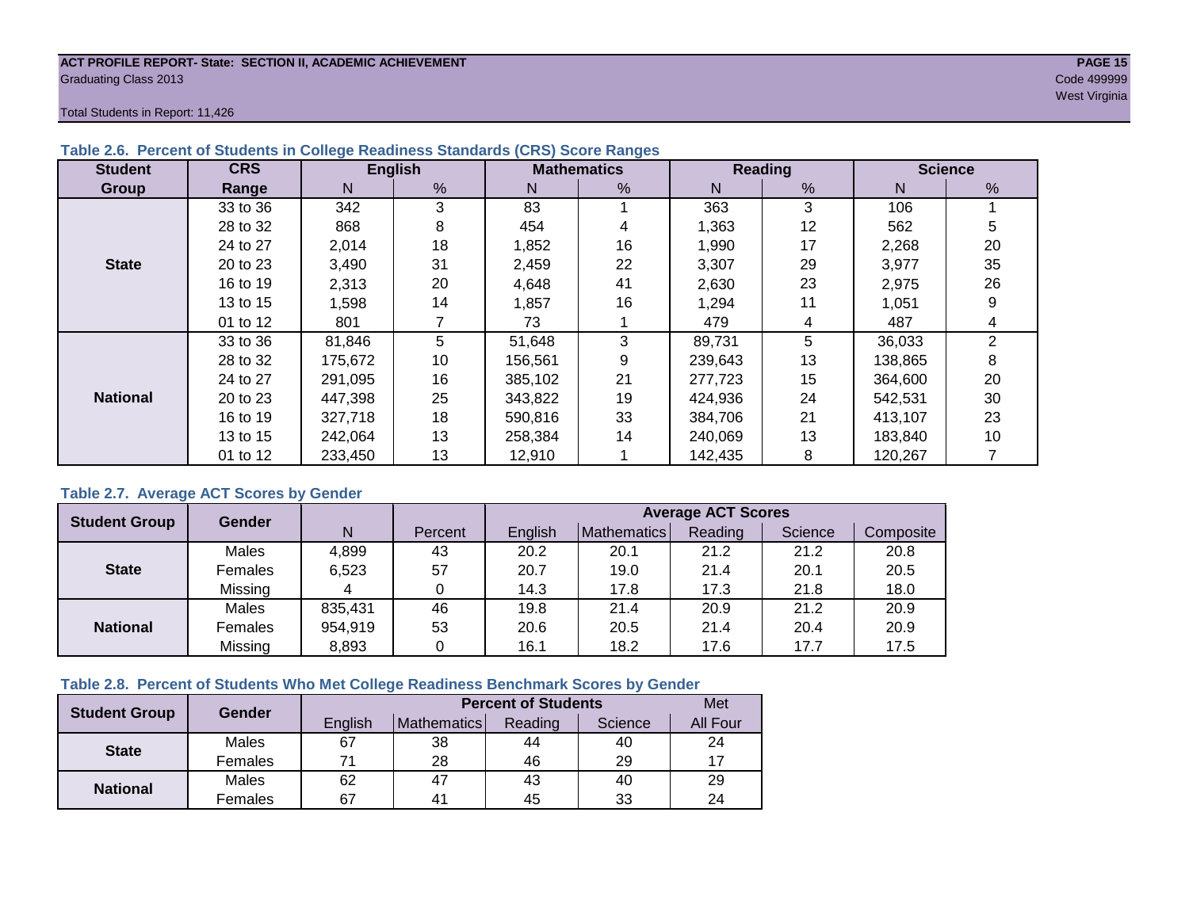**ACT PROFILE REPORT- State: SECTION II, ACADEMIC ACHIEVEMENT**
Graduating Class 2013

Code 499999
West Virginia

Total Students in Report: 11,426

### Table 2.6. Percent of Students in College Readiness Standards (CRS) Score Ranges

| Student Group | CRS Range | English | | Mathematics | | Reading | | Science | |
|---|---|---|---|---|---|---|---|---|---|
| | | N | % | N | % | N | % | N | % |
| State | 33 to 36 | 342 | 3 | 83 | 1 | 363 | 3 | 106 | 1 |
| | 28 to 32 | 868 | 8 | 454 | 4 | 1,363 | 12 | 562 | 5 |
| | 24 to 27 | 2,014 | 18 | 1,852 | 16 | 1,990 | 17 | 2,268 | 20 |
| | 20 to 23 | 3,490 | 31 | 2,459 | 22 | 3,307 | 29 | 3,977 | 35 |
| | 16 to 19 | 2,313 | 20 | 4,648 | 41 | 2,630 | 23 | 2,975 | 26 |
| | 13 to 15 | 1,598 | 14 | 1,857 | 16 | 1,294 | 11 | 1,051 | 9 |
| | 01 to 12 | 801 | 7 | 73 | 1 | 479 | 4 | 487 | 4 |
| National | 33 to 36 | 81,846 | 5 | 51,648 | 3 | 89,731 | 5 | 36,033 | 2 |
| | 28 to 32 | 175,672 | 10 | 156,561 | 9 | 239,643 | 13 | 138,865 | 8 |
| | 24 to 27 | 291,095 | 16 | 385,102 | 21 | 277,723 | 15 | 364,600 | 20 |
| | 20 to 23 | 447,398 | 25 | 343,822 | 19 | 424,936 | 24 | 542,531 | 30 |
| | 16 to 19 | 327,718 | 18 | 590,816 | 33 | 384,706 | 21 | 413,107 | 23 |
| | 13 to 15 | 242,064 | 13 | 258,384 | 14 | 240,069 | 13 | 183,840 | 10 |
| | 01 to 12 | 233,450 | 13 | 12,910 | 1 | 142,435 | 8 | 120,267 | 7 |

### Table 2.7. Average ACT Scores by Gender

| Student Group | Gender | N | Percent | Average ACT Scores | | | | |
|---|---|---|---|---|---|---|---|---|
| | | | | English | Mathematics | Reading | Science | Composite |
| State | Males | 4,899 | 43 | 20.2 | 20.1 | 21.2 | 21.2 | 20.8 |
| | Females | 6,523 | 57 | 20.7 | 19.0 | 21.4 | 20.1 | 20.5 |
| | Missing | 4 | 0 | 14.3 | 17.8 | 17.3 | 21.8 | 18.0 |
| National | Males | 835,431 | 46 | 19.8 | 21.4 | 20.9 | 21.2 | 20.9 |
| | Females | 954,919 | 53 | 20.6 | 20.5 | 21.4 | 20.4 | 20.9 |
| | Missing | 8,893 | 0 | 16.1 | 18.2 | 17.6 | 17.7 | 17.5 |

### Table 2.8. Percent of Students Who Met College Readiness Benchmark Scores by Gender

| Student Group | Gender | Percent of Students | | | | Met |
|---|---|---|---|---|---|---|
| | | English | Mathematics | Reading | Science | All Four |
| State | Males | 67 | 38 | 44 | 40 | 24 |
| | Females | 71 | 28 | 46 | 29 | 17 |
| National | Males | 62 | 47 | 43 | 40 | 29 |
| | Females | 67 | 41 | 45 | 33 | 24 |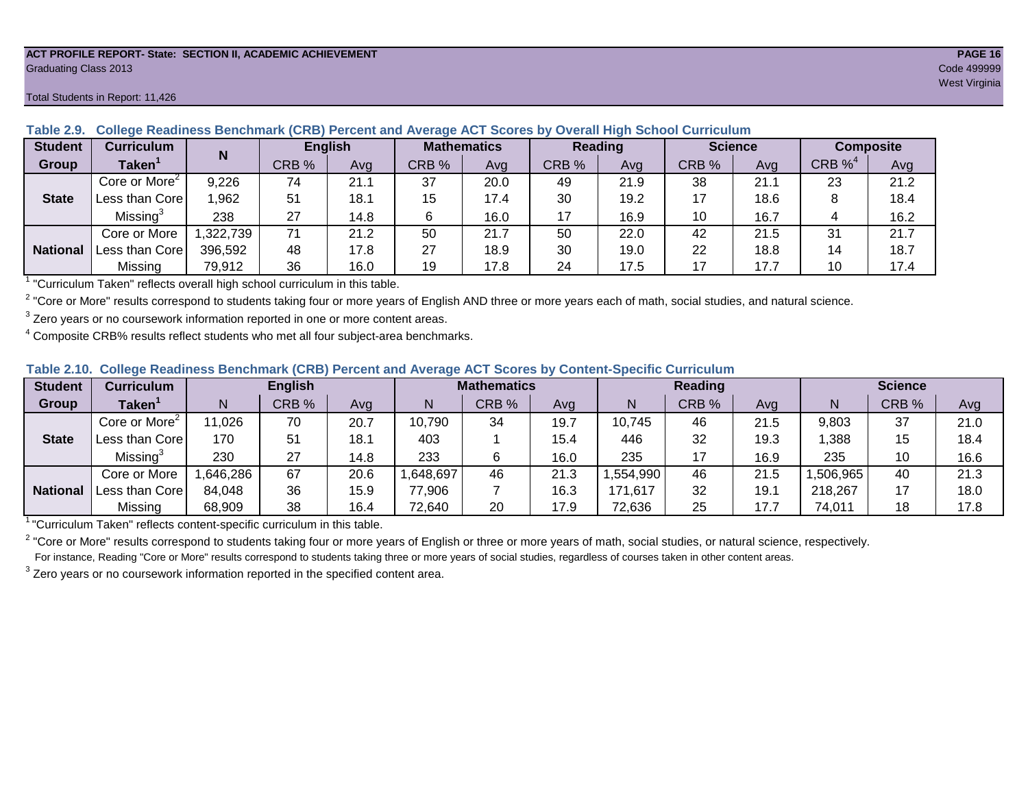**ACT PROFILE REPORT- State: SECTION II, ACADEMIC ACHIEVEMENT**
Graduating Class 2013
Code 499999
West Virginia
Total Students in Report: 11,426

**Table 2.9. College Readiness Benchmark (CRB) Percent and Average ACT Scores by Overall High School Curriculum**

| Student Group | Curriculum Taken[1] | N | English | | Mathematics | | Reading | | Science | | Composite | |
|---|---|---|---|---|---|---|---|---|---|---|---|---|
| | | | CRB % | Avg | CRB % | Avg | CRB % | Avg | CRB % | Avg | CRB %[4] | Avg |
| State | Core or More[2] | 9,226 | 74 | 21.1 | 37 | 20.0 | 49 | 21.9 | 38 | 21.1 | 23 | 21.2 |
| | Less than Core | 1,962 | 51 | 18.1 | 15 | 17.4 | 30 | 19.2 | 17 | 18.6 | 8 | 18.4 |
| | Missing[3] | 238 | 27 | 14.8 | 6 | 16.0 | 17 | 16.9 | 10 | 16.7 | 4 | 16.2 |
| National | Core or More | 1,322,739 | 71 | 21.2 | 50 | 21.7 | 50 | 22.0 | 42 | 21.5 | 31 | 21.7 |
| | Less than Core | 396,592 | 48 | 17.8 | 27 | 18.9 | 30 | 19.0 | 22 | 18.8 | 14 | 18.7 |
| | Missing | 79,912 | 36 | 16.0 | 19 | 17.8 | 24 | 17.5 | 17 | 17.7 | 10 | 17.4 |

[1] "Curriculum Taken" reflects overall high school curriculum in this table.

[2] "Core or More" results correspond to students taking four or more years of English AND three or more years each of math, social studies, and natural science.

[3] Zero years or no coursework information reported in one or more content areas.

[4] Composite CRB% results reflect students who met all four subject-area benchmarks.

**Table 2.10. College Readiness Benchmark (CRB) Percent and Average ACT Scores by Content-Specific Curriculum**

| Student Group | Curriculum Taken[1] | English | | | Mathematics | | | Reading | | | Science | | |
|---|---|---|---|---|---|---|---|---|---|---|---|---|---|
| | | N | CRB % | Avg | N | CRB % | Avg | N | CRB % | Avg | N | CRB % | Avg |
| State | Core or More[2] | 11,026 | 70 | 20.7 | 10,790 | 34 | 19.7 | 10,745 | 46 | 21.5 | 9,803 | 37 | 21.0 |
| | Less than Core | 170 | 51 | 18.1 | 403 | 1 | 15.4 | 446 | 32 | 19.3 | 1,388 | 15 | 18.4 |
| | Missing[3] | 230 | 27 | 14.8 | 233 | 6 | 16.0 | 235 | 17 | 16.9 | 235 | 10 | 16.6 |
| National | Core or More | 1,646,286 | 67 | 20.6 | 1,648,697 | 46 | 21.3 | 1,554,990 | 46 | 21.5 | 1,506,965 | 40 | 21.3 |
| | Less than Core | 84,048 | 36 | 15.9 | 77,906 | 7 | 16.3 | 171,617 | 32 | 19.1 | 218,267 | 17 | 18.0 |
| | Missing | 68,909 | 38 | 16.4 | 72,640 | 20 | 17.9 | 72,636 | 25 | 17.7 | 74,011 | 18 | 17.8 |

[1] "Curriculum Taken" reflects content-specific curriculum in this table.

[2] "Core or More" results correspond to students taking four or more years of English or three or more years of math, social studies, or natural science, respectively.
For instance, Reading "Core or More" results correspond to students taking three or more years of social studies, regardless of courses taken in other content areas.

[3] Zero years or no coursework information reported in the specified content area.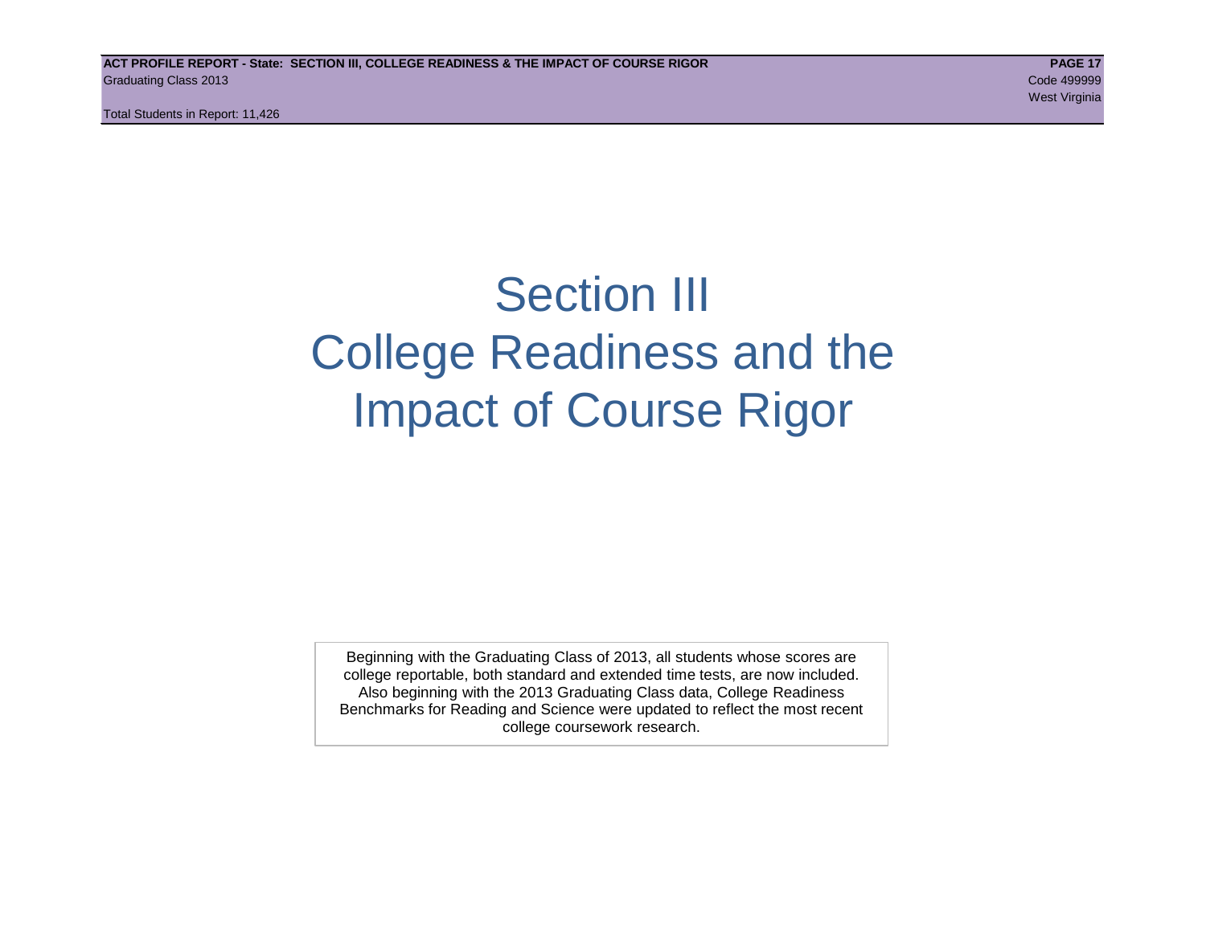# Section III
# College Readiness and the Impact of Course Rigor

Beginning with the Graduating Class of 2013, all students whose scores are college reportable, both standard and extended time tests, are now included. Also beginning with the 2013 Graduating Class data, College Readiness Benchmarks for Reading and Science were updated to reflect the most recent college coursework research.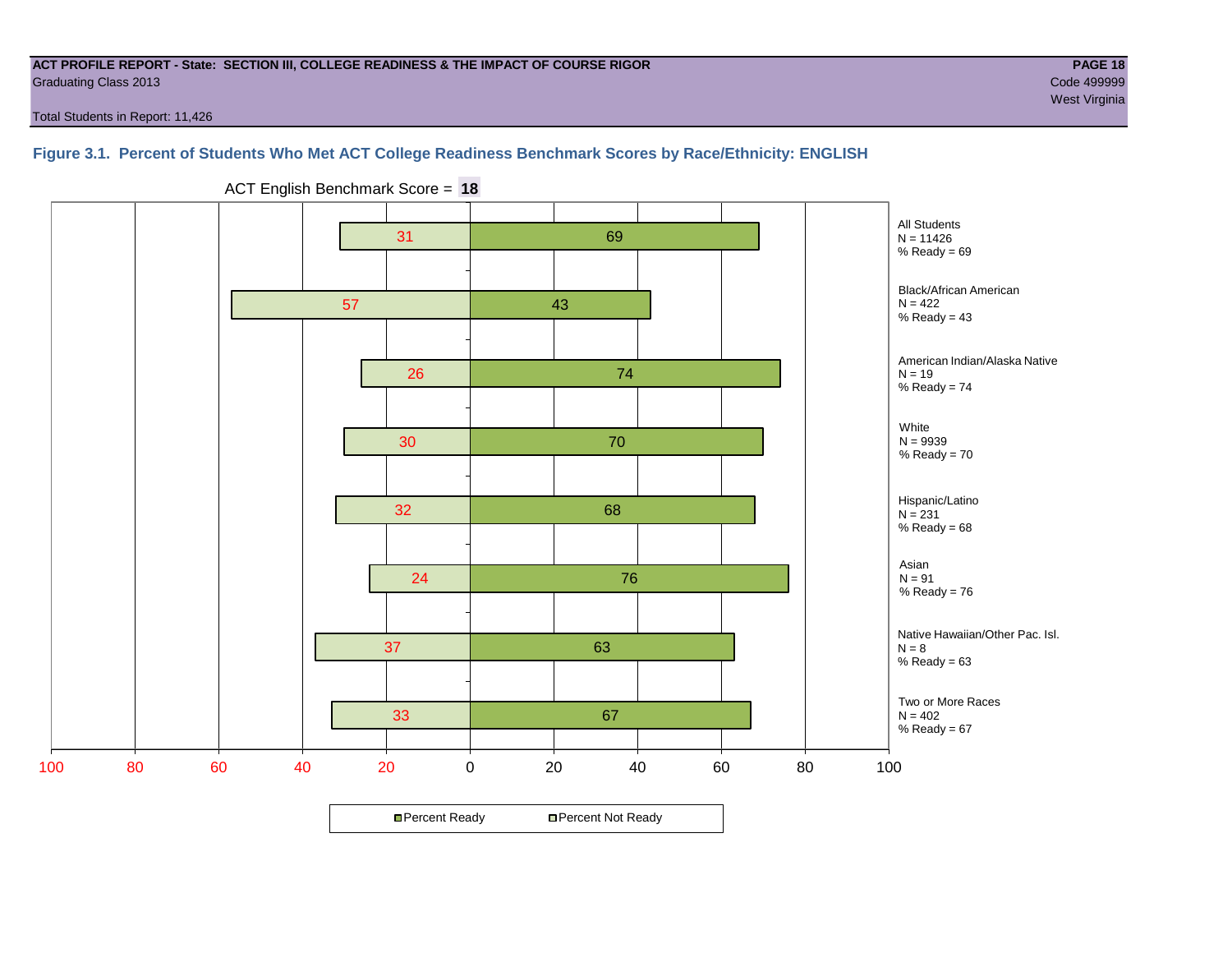**ACT PROFILE REPORT - State: SECTION III, COLLEGE READINESS & THE IMPACT OF COURSE RIGOR**

Graduating Class 2013

Code 499999

West Virginia

Total Students in Report: 11,426

### Figure 3.1. Percent of Students Who Met ACT College Readiness Benchmark Scores by Race/Ethnicity: ENGLISH

ACT English Benchmark Score = **18**

| Group | N | Percent Not Ready | Percent Ready |
|---|---|---|---|
| All Students | 11426 | 31 | 69 |
| Black/African American | 422 | 57 | 43 |
| American Indian/Alaska Native | 19 | 26 | 74 |
| White | 9939 | 30 | 70 |
| Hispanic/Latino | 231 | 32 | 68 |
| Asian | 91 | 24 | 76 |
| Native Hawaiian/Other Pac. Isl. | 8 | 37 | 63 |
| Two or More Races | 402 | 33 | 67 |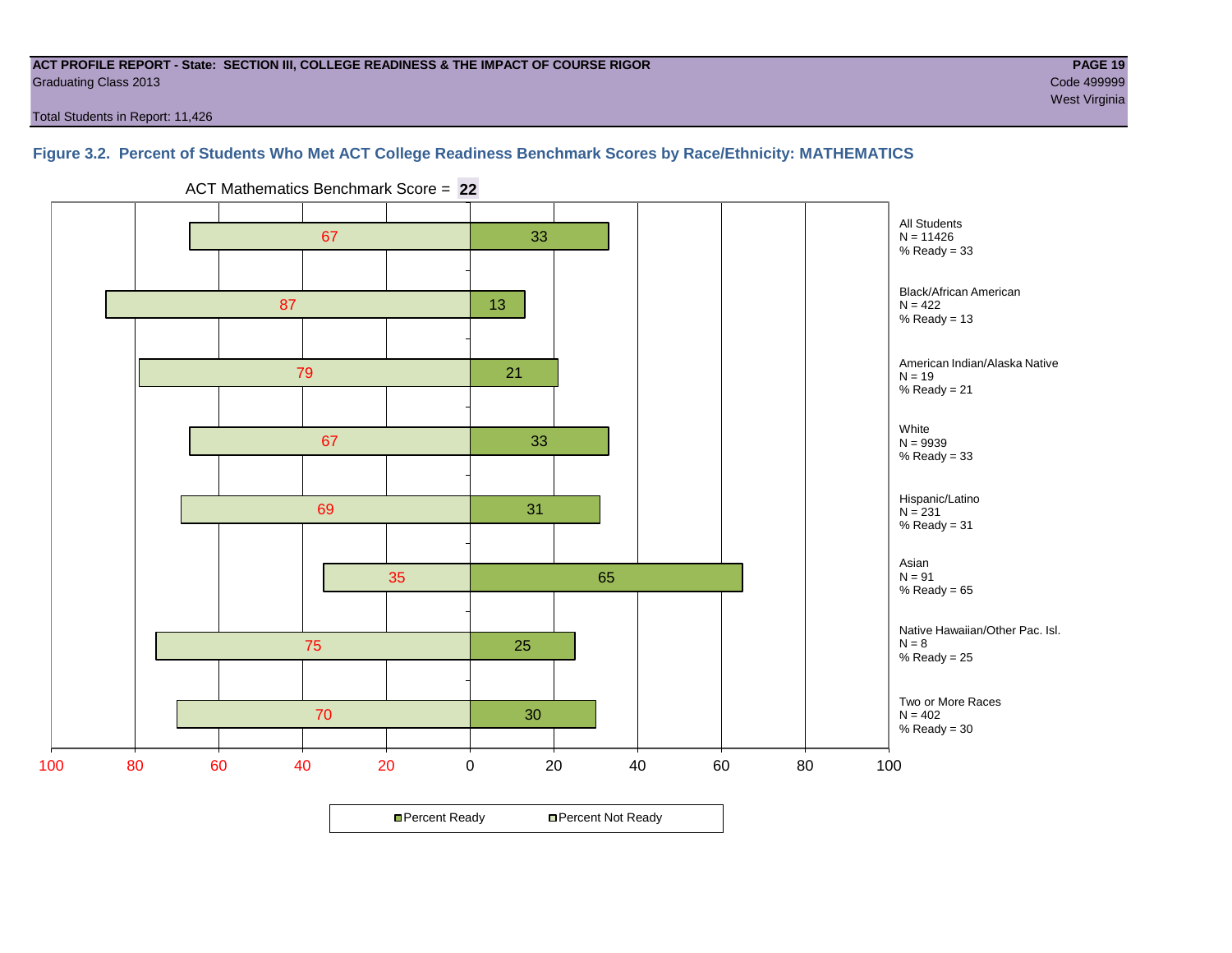**ACT PROFILE REPORT - State: SECTION III, COLLEGE READINESS & THE IMPACT OF COURSE RIGOR**
Graduating Class 2013

Code 499999
West Virginia

Total Students in Report: 11,426

### Figure 3.2. Percent of Students Who Met ACT College Readiness Benchmark Scores by Race/Ethnicity: MATHEMATICS

ACT Mathematics Benchmark Score = **22**

| Group | N | Percent Not Ready | Percent Ready |
|---|---|---|---|
| All Students | 11426 | 67 | 33 |
| Black/African American | 422 | 87 | 13 |
| American Indian/Alaska Native | 19 | 79 | 21 |
| White | 9939 | 67 | 33 |
| Hispanic/Latino | 231 | 69 | 31 |
| Asian | 91 | 35 | 65 |
| Native Hawaiian/Other Pac. Isl. | 8 | 75 | 25 |
| Two or More Races | 402 | 70 | 30 |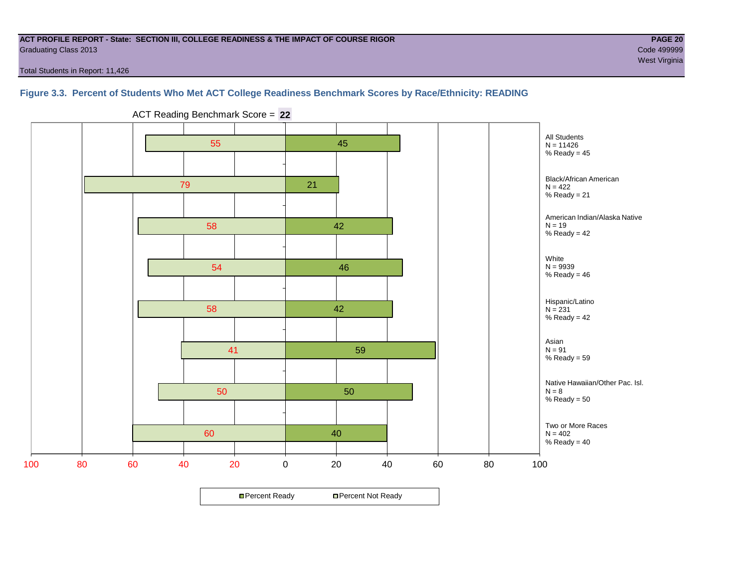**ACT PROFILE REPORT - State: SECTION III, COLLEGE READINESS & THE IMPACT OF COURSE RIGOR**
Graduating Class 2013
Code 499999
West Virginia

Total Students in Report: 11,426

### Figure 3.3. Percent of Students Who Met ACT College Readiness Benchmark Scores by Race/Ethnicity: READING

ACT Reading Benchmark Score = **22**

| Group | N | Percent Not Ready | Percent Ready |
|---|---|---|---|
| All Students | 11426 | 55 | 45 |
| Black/African American | 422 | 79 | 21 |
| American Indian/Alaska Native | 19 | 58 | 42 |
| White | 9939 | 54 | 46 |
| Hispanic/Latino | 231 | 58 | 42 |
| Asian | 91 | 41 | 59 |
| Native Hawaiian/Other Pac. Isl. | 8 | 50 | 50 |
| Two or More Races | 402 | 60 | 40 |

Percent Ready / Percent Not Ready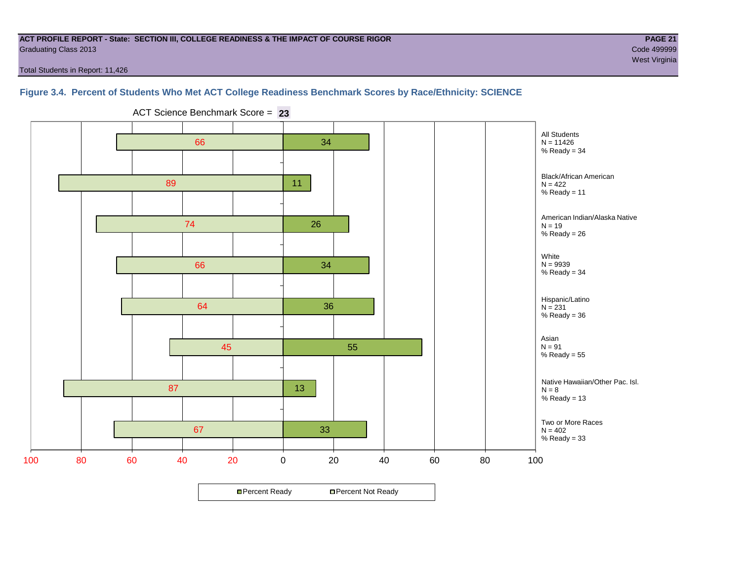**ACT PROFILE REPORT - State: SECTION III, COLLEGE READINESS & THE IMPACT OF COURSE RIGOR**

Graduating Class 2013

Code 499999

West Virginia

Total Students in Report: 11,426

### Figure 3.4. Percent of Students Who Met ACT College Readiness Benchmark Scores by Race/Ethnicity: SCIENCE

ACT Science Benchmark Score = **23**

| Group | N | Percent Not Ready | Percent Ready |
|---|---|---|---|
| All Students | 11426 | 66 | 34 |
| Black/African American | 422 | 89 | 11 |
| American Indian/Alaska Native | 19 | 74 | 26 |
| White | 9939 | 66 | 34 |
| Hispanic/Latino | 231 | 64 | 36 |
| Asian | 91 | 45 | 55 |
| Native Hawaiian/Other Pac. Isl. | 8 | 87 | 13 |
| Two or More Races | 402 | 67 | 33 |

Percent Ready | Percent Not Ready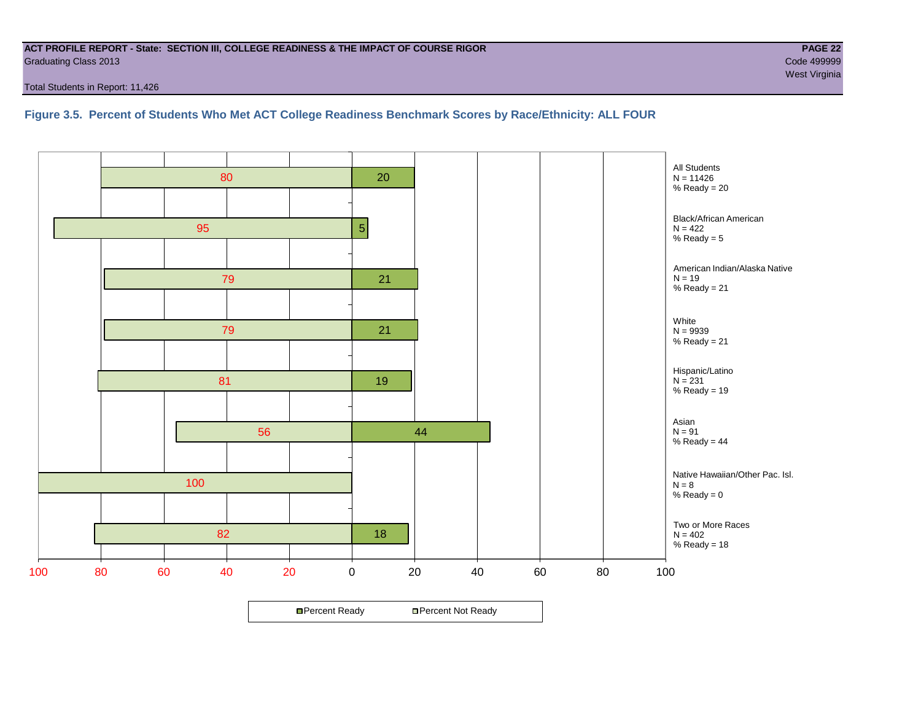**ACT PROFILE REPORT - State: SECTION III, COLLEGE READINESS & THE IMPACT OF COURSE RIGOR**
Graduating Class 2013
Code 499999
West Virginia

Total Students in Report: 11,426

### Figure 3.5. Percent of Students Who Met ACT College Readiness Benchmark Scores by Race/Ethnicity: ALL FOUR

| Group | N | Percent Not Ready | Percent Ready |
|---|---|---|---|
| All Students | 11426 | 80 | 20 |
| Black/African American | 422 | 95 | 5 |
| American Indian/Alaska Native | 19 | 79 | 21 |
| White | 9939 | 79 | 21 |
| Hispanic/Latino | 231 | 81 | 19 |
| Asian | 91 | 56 | 44 |
| Native Hawaiian/Other Pac. Isl. | 8 | 100 | 0 |
| Two or More Races | 402 | 82 | 18 |

Percent Ready | Percent Not Ready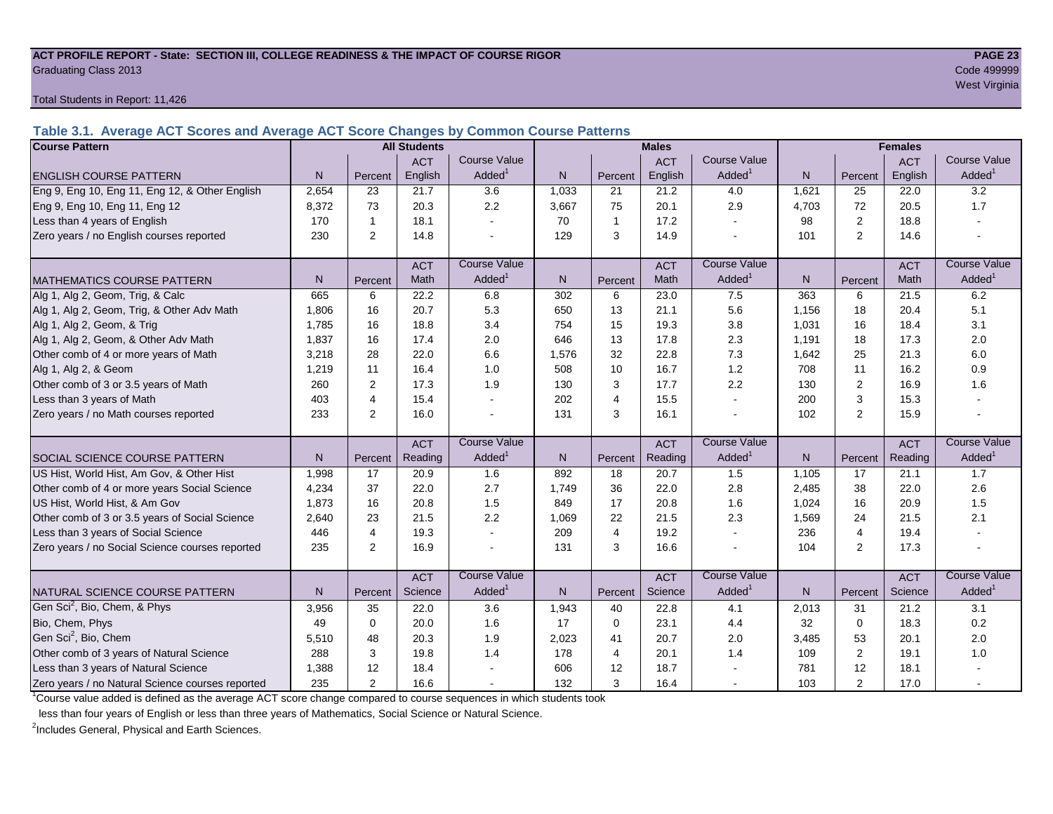**ACT PROFILE REPORT - State: SECTION III, COLLEGE READINESS & THE IMPACT OF COURSE RIGOR**
Graduating Class 2013
Code 499999
West Virginia

Total Students in Report: 11,426

## Table 3.1. Average ACT Scores and Average ACT Score Changes by Common Course Patterns

| Course Pattern | All Students | | | | Males | | | | Females | | | |
|---|---|---|---|---|---|---|---|---|---|---|---|---|
| ENGLISH COURSE PATTERN | N | Percent | ACT English | Course Value Added[1] | N | Percent | ACT English | Course Value Added[1] | N | Percent | ACT English | Course Value Added[1] |
| Eng 9, Eng 10, Eng 11, Eng 12, & Other English | 2,654 | 23 | 21.7 | 3.6 | 1,033 | 21 | 21.2 | 4.0 | 1,621 | 25 | 22.0 | 3.2 |
| Eng 9, Eng 10, Eng 11, Eng 12 | 8,372 | 73 | 20.3 | 2.2 | 3,667 | 75 | 20.1 | 2.9 | 4,703 | 72 | 20.5 | 1.7 |
| Less than 4 years of English | 170 | 1 | 18.1 | - | 70 | 1 | 17.2 | - | 98 | 2 | 18.8 | - |
| Zero years / no English courses reported | 230 | 2 | 14.8 | - | 129 | 3 | 14.9 | - | 101 | 2 | 14.6 | - |
| MATHEMATICS COURSE PATTERN | N | Percent | ACT Math | Course Value Added[1] | N | Percent | ACT Math | Course Value Added[1] | N | Percent | ACT Math | Course Value Added[1] |
| Alg 1, Alg 2, Geom, Trig, & Calc | 665 | 6 | 22.2 | 6.8 | 302 | 6 | 23.0 | 7.5 | 363 | 6 | 21.5 | 6.2 |
| Alg 1, Alg 2, Geom, Trig, & Other Adv Math | 1,806 | 16 | 20.7 | 5.3 | 650 | 13 | 21.1 | 5.6 | 1,156 | 18 | 20.4 | 5.1 |
| Alg 1, Alg 2, Geom, & Trig | 1,785 | 16 | 18.8 | 3.4 | 754 | 15 | 19.3 | 3.8 | 1,031 | 16 | 18.4 | 3.1 |
| Alg 1, Alg 2, Geom, & Other Adv Math | 1,837 | 16 | 17.4 | 2.0 | 646 | 13 | 17.8 | 2.3 | 1,191 | 18 | 17.3 | 2.0 |
| Other comb of 4 or more years of Math | 3,218 | 28 | 22.0 | 6.6 | 1,576 | 32 | 22.8 | 7.3 | 1,642 | 25 | 21.3 | 6.0 |
| Alg 1, Alg 2, & Geom | 1,219 | 11 | 16.4 | 1.0 | 508 | 10 | 16.7 | 1.2 | 708 | 11 | 16.2 | 0.9 |
| Other comb of 3 or 3.5 years of Math | 260 | 2 | 17.3 | 1.9 | 130 | 3 | 17.7 | 2.2 | 130 | 2 | 16.9 | 1.6 |
| Less than 3 years of Math | 403 | 4 | 15.4 | - | 202 | 4 | 15.5 | - | 200 | 3 | 15.3 | - |
| Zero years / no Math courses reported | 233 | 2 | 16.0 | - | 131 | 3 | 16.1 | - | 102 | 2 | 15.9 | - |
| SOCIAL SCIENCE COURSE PATTERN | N | Percent | ACT Reading | Course Value Added[1] | N | Percent | ACT Reading | Course Value Added[1] | N | Percent | ACT Reading | Course Value Added[1] |
| US Hist, World Hist, Am Gov, & Other Hist | 1,998 | 17 | 20.9 | 1.6 | 892 | 18 | 20.7 | 1.5 | 1,105 | 17 | 21.1 | 1.7 |
| Other comb of 4 or more years Social Science | 4,234 | 37 | 22.0 | 2.7 | 1,749 | 36 | 22.0 | 2.8 | 2,485 | 38 | 22.0 | 2.6 |
| US Hist, World Hist, & Am Gov | 1,873 | 16 | 20.8 | 1.5 | 849 | 17 | 20.8 | 1.6 | 1,024 | 16 | 20.9 | 1.5 |
| Other comb of 3 or 3.5 years of Social Science | 2,640 | 23 | 21.5 | 2.2 | 1,069 | 22 | 21.5 | 2.3 | 1,569 | 24 | 21.5 | 2.1 |
| Less than 3 years of Social Science | 446 | 4 | 19.3 | - | 209 | 4 | 19.2 | - | 236 | 4 | 19.4 | - |
| Zero years / no Social Science courses reported | 235 | 2 | 16.9 | - | 131 | 3 | 16.6 | - | 104 | 2 | 17.3 | - |
| NATURAL SCIENCE COURSE PATTERN | N | Percent | ACT Science | Course Value Added[1] | N | Percent | ACT Science | Course Value Added[1] | N | Percent | ACT Science | Course Value Added[1] |
| Gen Sci[2], Bio, Chem, & Phys | 3,956 | 35 | 22.0 | 3.6 | 1,943 | 40 | 22.8 | 4.1 | 2,013 | 31 | 21.2 | 3.1 |
| Bio, Chem, Phys | 49 | 0 | 20.0 | 1.6 | 17 | 0 | 23.1 | 4.4 | 32 | 0 | 18.3 | 0.2 |
| Gen Sci[2], Bio, Chem | 5,510 | 48 | 20.3 | 1.9 | 2,023 | 41 | 20.7 | 2.0 | 3,485 | 53 | 20.1 | 2.0 |
| Other comb of 3 years of Natural Science | 288 | 3 | 19.8 | 1.4 | 178 | 4 | 20.1 | 1.4 | 109 | 2 | 19.1 | 1.0 |
| Less than 3 years of Natural Science | 1,388 | 12 | 18.4 | - | 606 | 12 | 18.7 | - | 781 | 12 | 18.1 | - |
| Zero years / no Natural Science courses reported | 235 | 2 | 16.6 | - | 132 | 3 | 16.4 | - | 103 | 2 | 17.0 | - |

[1]Course value added is defined as the average ACT score change compared to course sequences in which students took less than four years of English or less than three years of Mathematics, Social Science or Natural Science.

[2]Includes General, Physical and Earth Sciences.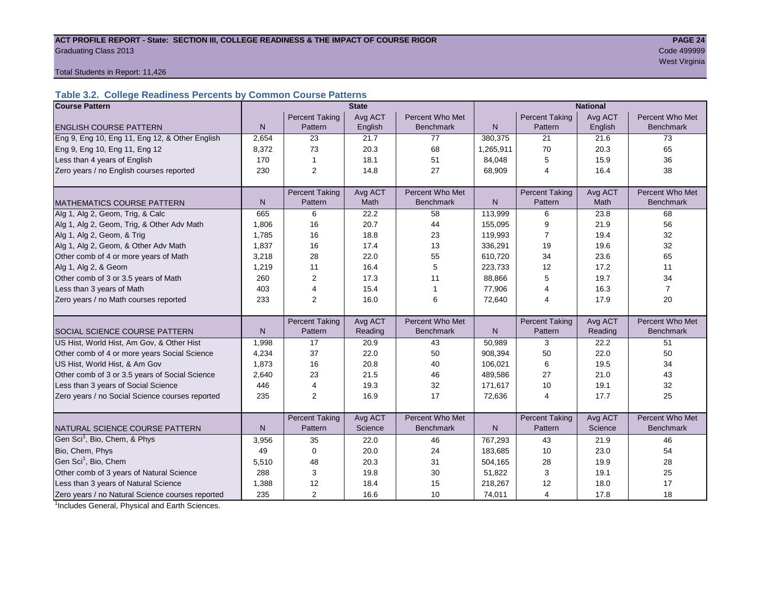# ACT PROFILE REPORT - State: SECTION III, COLLEGE READINESS & THE IMPACT OF COURSE RIGOR

Graduating Class 2013

Code 499999

West Virginia

Total Students in Report: 11,426

## Table 3.2. College Readiness Percents by Common Course Patterns

| Course Pattern | State | | | | National | | | |
|---|---|---|---|---|---|---|---|---|
| ENGLISH COURSE PATTERN | N | Percent Taking Pattern | Avg ACT English | Percent Who Met Benchmark | N | Percent Taking Pattern | Avg ACT English | Percent Who Met Benchmark |
| Eng 9, Eng 10, Eng 11, Eng 12, & Other English | 2,654 | 23 | 21.7 | 77 | 380,375 | 21 | 21.6 | 73 |
| Eng 9, Eng 10, Eng 11, Eng 12 | 8,372 | 73 | 20.3 | 68 | 1,265,911 | 70 | 20.3 | 65 |
| Less than 4 years of English | 170 | 1 | 18.1 | 51 | 84,048 | 5 | 15.9 | 36 |
| Zero years / no English courses reported | 230 | 2 | 14.8 | 27 | 68,909 | 4 | 16.4 | 38 |
| MATHEMATICS COURSE PATTERN | N | Percent Taking Pattern | Avg ACT Math | Percent Who Met Benchmark | N | Percent Taking Pattern | Avg ACT Math | Percent Who Met Benchmark |
| Alg 1, Alg 2, Geom, Trig, & Calc | 665 | 6 | 22.2 | 58 | 113,999 | 6 | 23.8 | 68 |
| Alg 1, Alg 2, Geom, Trig, & Other Adv Math | 1,806 | 16 | 20.7 | 44 | 155,095 | 9 | 21.9 | 56 |
| Alg 1, Alg 2, Geom, & Trig | 1,785 | 16 | 18.8 | 23 | 119,993 | 7 | 19.4 | 32 |
| Alg 1, Alg 2, Geom, & Other Adv Math | 1,837 | 16 | 17.4 | 13 | 336,291 | 19 | 19.6 | 32 |
| Other comb of 4 or more years of Math | 3,218 | 28 | 22.0 | 55 | 610,720 | 34 | 23.6 | 65 |
| Alg 1, Alg 2, & Geom | 1,219 | 11 | 16.4 | 5 | 223,733 | 12 | 17.2 | 11 |
| Other comb of 3 or 3.5 years of Math | 260 | 2 | 17.3 | 11 | 88,866 | 5 | 19.7 | 34 |
| Less than 3 years of Math | 403 | 4 | 15.4 | 1 | 77,906 | 4 | 16.3 | 7 |
| Zero years / no Math courses reported | 233 | 2 | 16.0 | 6 | 72,640 | 4 | 17.9 | 20 |
| SOCIAL SCIENCE COURSE PATTERN | N | Percent Taking Pattern | Avg ACT Reading | Percent Who Met Benchmark | N | Percent Taking Pattern | Avg ACT Reading | Percent Who Met Benchmark |
| US Hist, World Hist, Am Gov, & Other Hist | 1,998 | 17 | 20.9 | 43 | 50,989 | 3 | 22.2 | 51 |
| Other comb of 4 or more years Social Science | 4,234 | 37 | 22.0 | 50 | 908,394 | 50 | 22.0 | 50 |
| US Hist, World Hist, & Am Gov | 1,873 | 16 | 20.8 | 40 | 106,021 | 6 | 19.5 | 34 |
| Other comb of 3 or 3.5 years of Social Science | 2,640 | 23 | 21.5 | 46 | 489,586 | 27 | 21.0 | 43 |
| Less than 3 years of Social Science | 446 | 4 | 19.3 | 32 | 171,617 | 10 | 19.1 | 32 |
| Zero years / no Social Science courses reported | 235 | 2 | 16.9 | 17 | 72,636 | 4 | 17.7 | 25 |
| NATURAL SCIENCE COURSE PATTERN | N | Percent Taking Pattern | Avg ACT Science | Percent Who Met Benchmark | N | Percent Taking Pattern | Avg ACT Science | Percent Who Met Benchmark |
| Gen Sci[1], Bio, Chem, & Phys | 3,956 | 35 | 22.0 | 46 | 767,293 | 43 | 21.9 | 46 |
| Bio, Chem, Phys | 49 | 0 | 20.0 | 24 | 183,685 | 10 | 23.0 | 54 |
| Gen Sci[1], Bio, Chem | 5,510 | 48 | 20.3 | 31 | 504,165 | 28 | 19.9 | 28 |
| Other comb of 3 years of Natural Science | 288 | 3 | 19.8 | 30 | 51,822 | 3 | 19.1 | 25 |
| Less than 3 years of Natural Science | 1,388 | 12 | 18.4 | 15 | 218,267 | 12 | 18.0 | 17 |
| Zero years / no Natural Science courses reported | 235 | 2 | 16.6 | 10 | 74,011 | 4 | 17.8 | 18 |

[1]Includes General, Physical and Earth Sciences.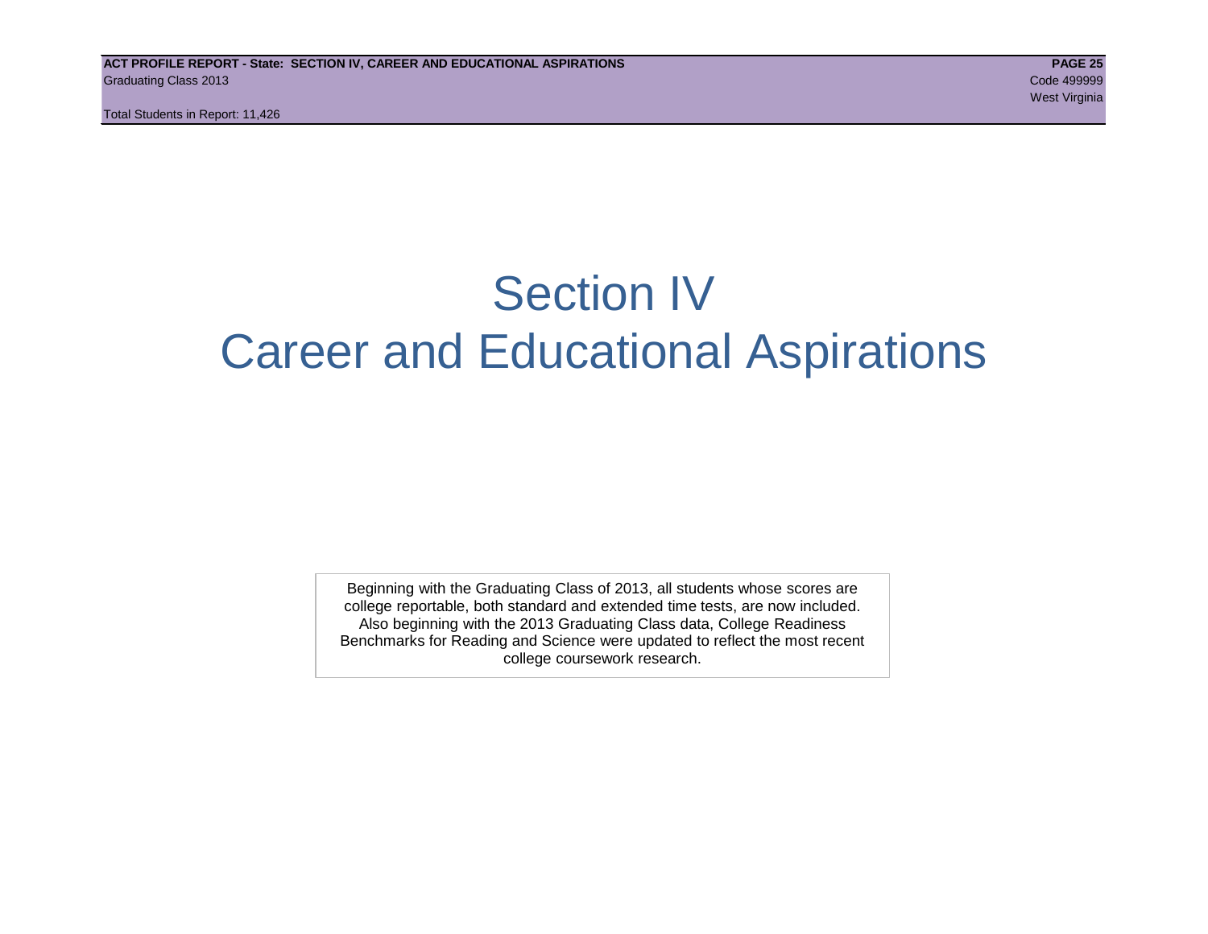# Section IV
# Career and Educational Aspirations

Beginning with the Graduating Class of 2013, all students whose scores are college reportable, both standard and extended time tests, are now included. Also beginning with the 2013 Graduating Class data, College Readiness Benchmarks for Reading and Science were updated to reflect the most recent college coursework research.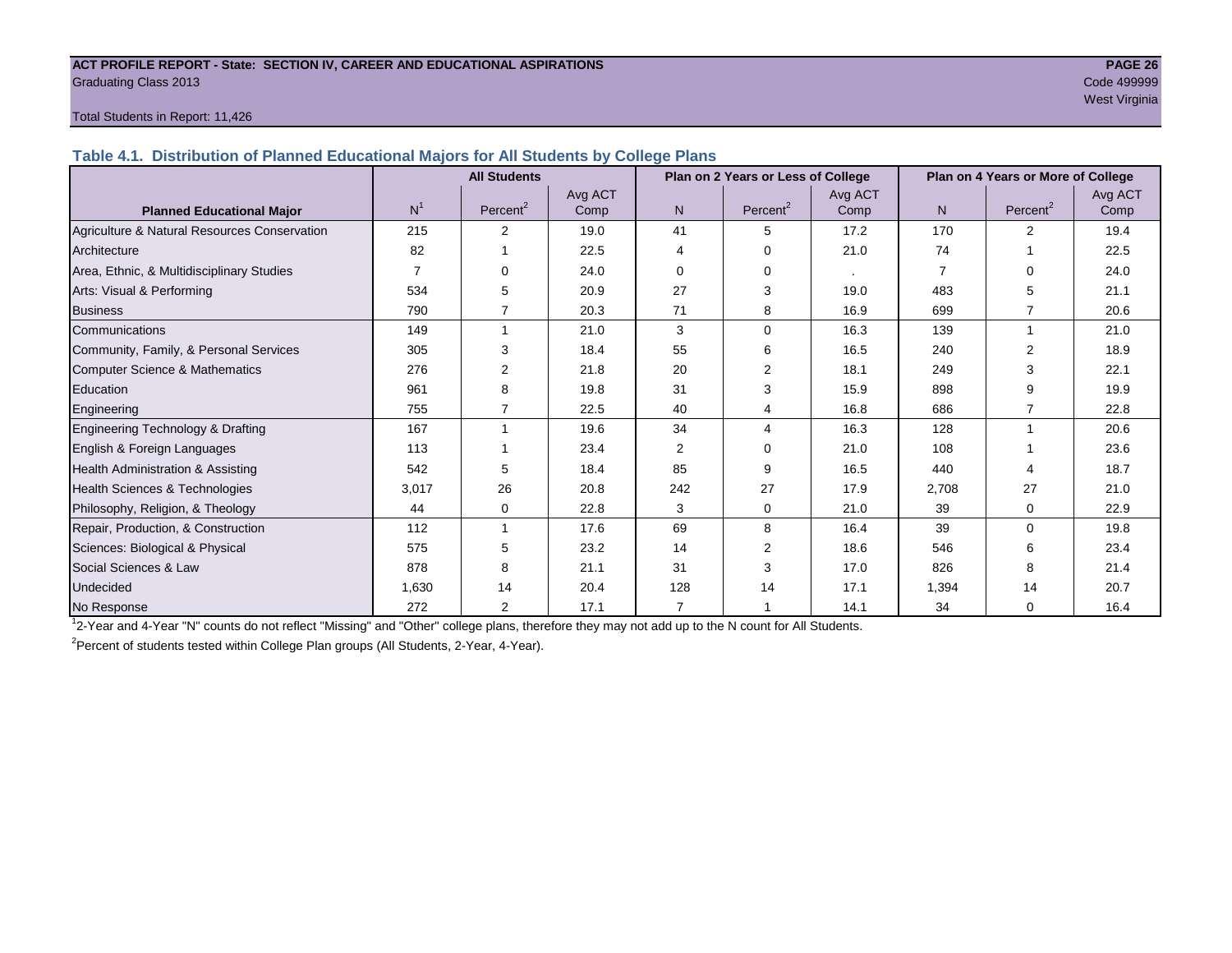**ACT PROFILE REPORT - State: SECTION IV, CAREER AND EDUCATIONAL ASPIRATIONS**

Graduating Class 2013

Code 499999

West Virginia

Total Students in Report: 11,426

## Table 4.1. Distribution of Planned Educational Majors for All Students by College Plans

| Planned Educational Major | All Students | | | Plan on 2 Years or Less of College | | | Plan on 4 Years or More of College | | |
|---|---|---|---|---|---|---|---|---|---|
| | N[1] | Percent[2] | Avg ACT Comp | N | Percent[2] | Avg ACT Comp | N | Percent[2] | Avg ACT Comp |
| Agriculture & Natural Resources Conservation | 215 | 2 | 19.0 | 41 | 5 | 17.2 | 170 | 2 | 19.4 |
| Architecture | 82 | 1 | 22.5 | 4 | 0 | 21.0 | 74 | 1 | 22.5 |
| Area, Ethnic, & Multidisciplinary Studies | 7 | 0 | 24.0 | 0 | 0 | . | 7 | 0 | 24.0 |
| Arts: Visual & Performing | 534 | 5 | 20.9 | 27 | 3 | 19.0 | 483 | 5 | 21.1 |
| Business | 790 | 7 | 20.3 | 71 | 8 | 16.9 | 699 | 7 | 20.6 |
| Communications | 149 | 1 | 21.0 | 3 | 0 | 16.3 | 139 | 1 | 21.0 |
| Community, Family, & Personal Services | 305 | 3 | 18.4 | 55 | 6 | 16.5 | 240 | 2 | 18.9 |
| Computer Science & Mathematics | 276 | 2 | 21.8 | 20 | 2 | 18.1 | 249 | 3 | 22.1 |
| Education | 961 | 8 | 19.8 | 31 | 3 | 15.9 | 898 | 9 | 19.9 |
| Engineering | 755 | 7 | 22.5 | 40 | 4 | 16.8 | 686 | 7 | 22.8 |
| Engineering Technology & Drafting | 167 | 1 | 19.6 | 34 | 4 | 16.3 | 128 | 1 | 20.6 |
| English & Foreign Languages | 113 | 1 | 23.4 | 2 | 0 | 21.0 | 108 | 1 | 23.6 |
| Health Administration & Assisting | 542 | 5 | 18.4 | 85 | 9 | 16.5 | 440 | 4 | 18.7 |
| Health Sciences & Technologies | 3,017 | 26 | 20.8 | 242 | 27 | 17.9 | 2,708 | 27 | 21.0 |
| Philosophy, Religion, & Theology | 44 | 0 | 22.8 | 3 | 0 | 21.0 | 39 | 0 | 22.9 |
| Repair, Production, & Construction | 112 | 1 | 17.6 | 69 | 8 | 16.4 | 39 | 0 | 19.8 |
| Sciences: Biological & Physical | 575 | 5 | 23.2 | 14 | 2 | 18.6 | 546 | 6 | 23.4 |
| Social Sciences & Law | 878 | 8 | 21.1 | 31 | 3 | 17.0 | 826 | 8 | 21.4 |
| Undecided | 1,630 | 14 | 20.4 | 128 | 14 | 17.1 | 1,394 | 14 | 20.7 |
| No Response | 272 | 2 | 17.1 | 7 | 1 | 14.1 | 34 | 0 | 16.4 |

[1] 2-Year and 4-Year "N" counts do not reflect "Missing" and "Other" college plans, therefore they may not add up to the N count for All Students.

[2] Percent of students tested within College Plan groups (All Students, 2-Year, 4-Year).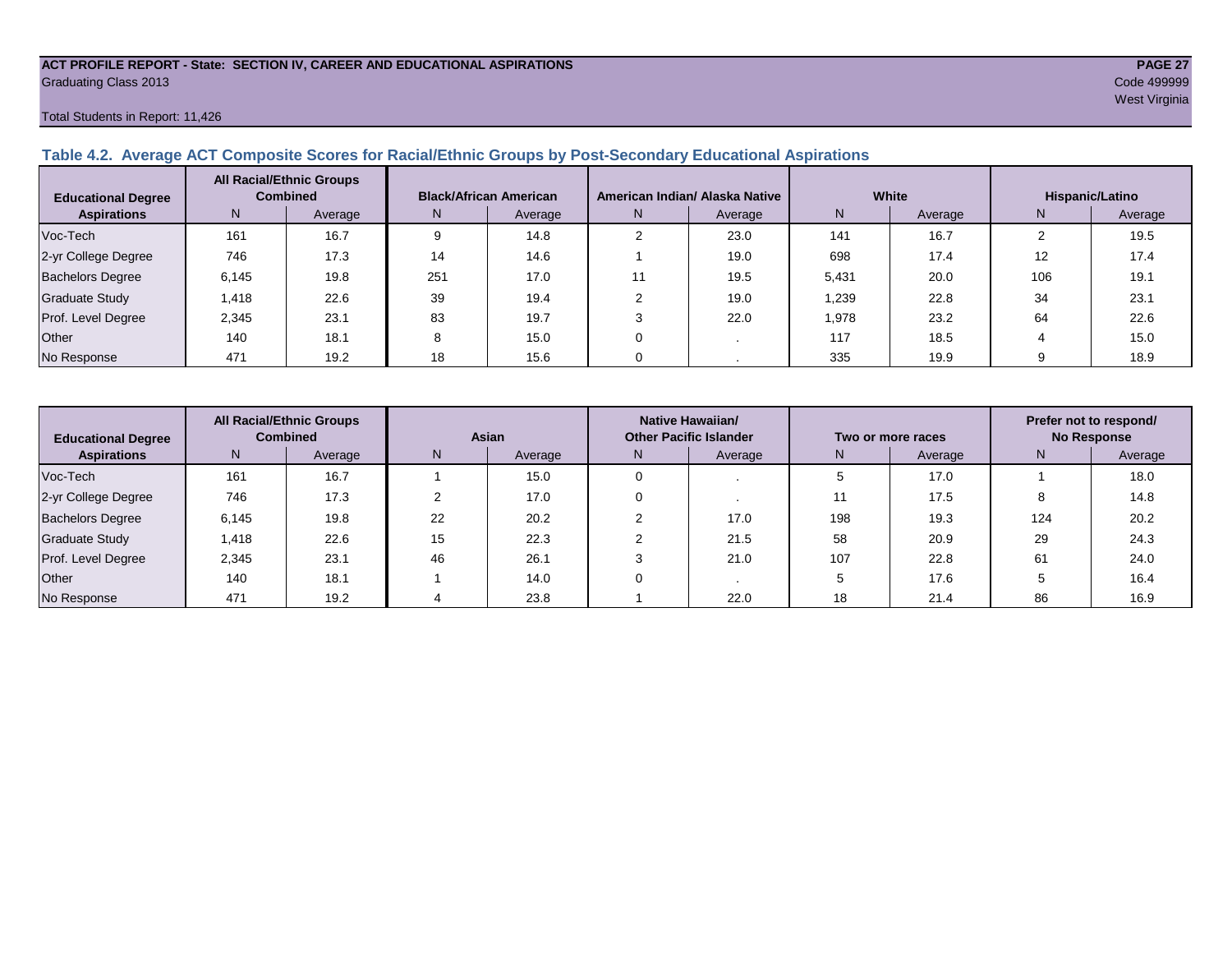ACT PROFILE REPORT - State: SECTION IV, CAREER AND EDUCATIONAL ASPIRATIONS
Graduating Class 2013
Code 499999
West Virginia

Total Students in Report: 11,426

### Table 4.2. Average ACT Composite Scores for Racial/Ethnic Groups by Post-Secondary Educational Aspirations

| Educational Degree Aspirations | All Racial/Ethnic Groups Combined | | Black/African American | | American Indian/ Alaska Native | | White | | Hispanic/Latino | |
|---|---|---|---|---|---|---|---|---|---|---|
| | N | Average | N | Average | N | Average | N | Average | N | Average |
| Voc-Tech | 161 | 16.7 | 9 | 14.8 | 2 | 23.0 | 141 | 16.7 | 2 | 19.5 |
| 2-yr College Degree | 746 | 17.3 | 14 | 14.6 | 1 | 19.0 | 698 | 17.4 | 12 | 17.4 |
| Bachelors Degree | 6,145 | 19.8 | 251 | 17.0 | 11 | 19.5 | 5,431 | 20.0 | 106 | 19.1 |
| Graduate Study | 1,418 | 22.6 | 39 | 19.4 | 2 | 19.0 | 1,239 | 22.8 | 34 | 23.1 |
| Prof. Level Degree | 2,345 | 23.1 | 83 | 19.7 | 3 | 22.0 | 1,978 | 23.2 | 64 | 22.6 |
| Other | 140 | 18.1 | 8 | 15.0 | 0 | . | 117 | 18.5 | 4 | 15.0 |
| No Response | 471 | 19.2 | 18 | 15.6 | 0 | . | 335 | 19.9 | 9 | 18.9 |

| Educational Degree Aspirations | All Racial/Ethnic Groups Combined | | Asian | | Native Hawaiian/ Other Pacific Islander | | Two or more races | | Prefer not to respond/ No Response | |
|---|---|---|---|---|---|---|---|---|---|---|
| | N | Average | N | Average | N | Average | N | Average | N | Average |
| Voc-Tech | 161 | 16.7 | 1 | 15.0 | 0 | . | 5 | 17.0 | 1 | 18.0 |
| 2-yr College Degree | 746 | 17.3 | 2 | 17.0 | 0 | . | 11 | 17.5 | 8 | 14.8 |
| Bachelors Degree | 6,145 | 19.8 | 22 | 20.2 | 2 | 17.0 | 198 | 19.3 | 124 | 20.2 |
| Graduate Study | 1,418 | 22.6 | 15 | 22.3 | 2 | 21.5 | 58 | 20.9 | 29 | 24.3 |
| Prof. Level Degree | 2,345 | 23.1 | 46 | 26.1 | 3 | 21.0 | 107 | 22.8 | 61 | 24.0 |
| Other | 140 | 18.1 | 1 | 14.0 | 0 | . | 5 | 17.6 | 5 | 16.4 |
| No Response | 471 | 19.2 | 4 | 23.8 | 1 | 22.0 | 18 | 21.4 | 86 | 16.9 |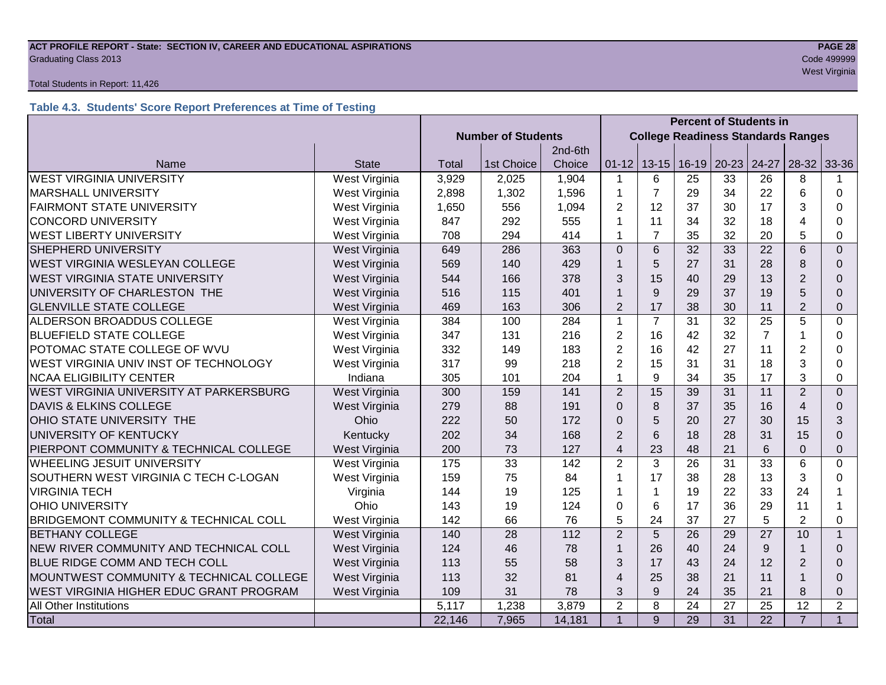**ACT PROFILE REPORT - State: SECTION IV, CAREER AND EDUCATIONAL ASPIRATIONS**
Graduating Class 2013
Code 499999
West Virginia

Total Students in Report: 11,426

### Table 4.3. Students' Score Report Preferences at Time of Testing

| | | Number of Students | | | Percent of Students in College Readiness Standards Ranges | | | | | | |
|---|---|---|---|---|---|---|---|---|---|---|---|
| Name | State | Total | 1st Choice | 2nd-6th Choice | 01-12 | 13-15 | 16-19 | 20-23 | 24-27 | 28-32 | 33-36 |
| WEST VIRGINIA UNIVERSITY | West Virginia | 3,929 | 2,025 | 1,904 | 1 | 6 | 25 | 33 | 26 | 8 | 1 |
| MARSHALL UNIVERSITY | West Virginia | 2,898 | 1,302 | 1,596 | 1 | 7 | 29 | 34 | 22 | 6 | 0 |
| FAIRMONT STATE UNIVERSITY | West Virginia | 1,650 | 556 | 1,094 | 2 | 12 | 37 | 30 | 17 | 3 | 0 |
| CONCORD UNIVERSITY | West Virginia | 847 | 292 | 555 | 1 | 11 | 34 | 32 | 18 | 4 | 0 |
| WEST LIBERTY UNIVERSITY | West Virginia | 708 | 294 | 414 | 1 | 7 | 35 | 32 | 20 | 5 | 0 |
| SHEPHERD UNIVERSITY | West Virginia | 649 | 286 | 363 | 0 | 6 | 32 | 33 | 22 | 6 | 0 |
| WEST VIRGINIA WESLEYAN COLLEGE | West Virginia | 569 | 140 | 429 | 1 | 5 | 27 | 31 | 28 | 8 | 0 |
| WEST VIRGINIA STATE UNIVERSITY | West Virginia | 544 | 166 | 378 | 3 | 15 | 40 | 29 | 13 | 2 | 0 |
| UNIVERSITY OF CHARLESTON THE | West Virginia | 516 | 115 | 401 | 1 | 9 | 29 | 37 | 19 | 5 | 0 |
| GLENVILLE STATE COLLEGE | West Virginia | 469 | 163 | 306 | 2 | 17 | 38 | 30 | 11 | 2 | 0 |
| ALDERSON BROADDUS COLLEGE | West Virginia | 384 | 100 | 284 | 1 | 7 | 31 | 32 | 25 | 5 | 0 |
| BLUEFIELD STATE COLLEGE | West Virginia | 347 | 131 | 216 | 2 | 16 | 42 | 32 | 7 | 1 | 0 |
| POTOMAC STATE COLLEGE OF WVU | West Virginia | 332 | 149 | 183 | 2 | 16 | 42 | 27 | 11 | 2 | 0 |
| WEST VIRGINIA UNIV INST OF TECHNOLOGY | West Virginia | 317 | 99 | 218 | 2 | 15 | 31 | 31 | 18 | 3 | 0 |
| NCAA ELIGIBILITY CENTER | Indiana | 305 | 101 | 204 | 1 | 9 | 34 | 35 | 17 | 3 | 0 |
| WEST VIRGINIA UNIVERSITY AT PARKERSBURG | West Virginia | 300 | 159 | 141 | 2 | 15 | 39 | 31 | 11 | 2 | 0 |
| DAVIS & ELKINS COLLEGE | West Virginia | 279 | 88 | 191 | 0 | 8 | 37 | 35 | 16 | 4 | 0 |
| OHIO STATE UNIVERSITY THE | Ohio | 222 | 50 | 172 | 0 | 5 | 20 | 27 | 30 | 15 | 3 |
| UNIVERSITY OF KENTUCKY | Kentucky | 202 | 34 | 168 | 2 | 6 | 18 | 28 | 31 | 15 | 0 |
| PIERPONT COMMUNITY & TECHNICAL COLLEGE | West Virginia | 200 | 73 | 127 | 4 | 23 | 48 | 21 | 6 | 0 | 0 |
| WHEELING JESUIT UNIVERSITY | West Virginia | 175 | 33 | 142 | 2 | 3 | 26 | 31 | 33 | 6 | 0 |
| SOUTHERN WEST VIRGINIA C TECH C-LOGAN | West Virginia | 159 | 75 | 84 | 1 | 17 | 38 | 28 | 13 | 3 | 0 |
| VIRGINIA TECH | Virginia | 144 | 19 | 125 | 1 | 1 | 19 | 22 | 33 | 24 | 1 |
| OHIO UNIVERSITY | Ohio | 143 | 19 | 124 | 0 | 6 | 17 | 36 | 29 | 11 | 1 |
| BRIDGEMONT COMMUNITY & TECHNICAL COLL | West Virginia | 142 | 66 | 76 | 5 | 24 | 37 | 27 | 5 | 2 | 0 |
| BETHANY COLLEGE | West Virginia | 140 | 28 | 112 | 2 | 5 | 26 | 29 | 27 | 10 | 1 |
| NEW RIVER COMMUNITY AND TECHNICAL COLL | West Virginia | 124 | 46 | 78 | 1 | 26 | 40 | 24 | 9 | 1 | 0 |
| BLUE RIDGE COMM AND TECH COLL | West Virginia | 113 | 55 | 58 | 3 | 17 | 43 | 24 | 12 | 2 | 0 |
| MOUNTWEST COMMUNITY & TECHNICAL COLLEGE | West Virginia | 113 | 32 | 81 | 4 | 25 | 38 | 21 | 11 | 1 | 0 |
| WEST VIRGINIA HIGHER EDUC GRANT PROGRAM | West Virginia | 109 | 31 | 78 | 3 | 9 | 24 | 35 | 21 | 8 | 0 |
| All Other Institutions | | 5,117 | 1,238 | 3,879 | 2 | 8 | 24 | 27 | 25 | 12 | 2 |
| Total | | 22,146 | 7,965 | 14,181 | 1 | 9 | 29 | 31 | 22 | 7 | 1 |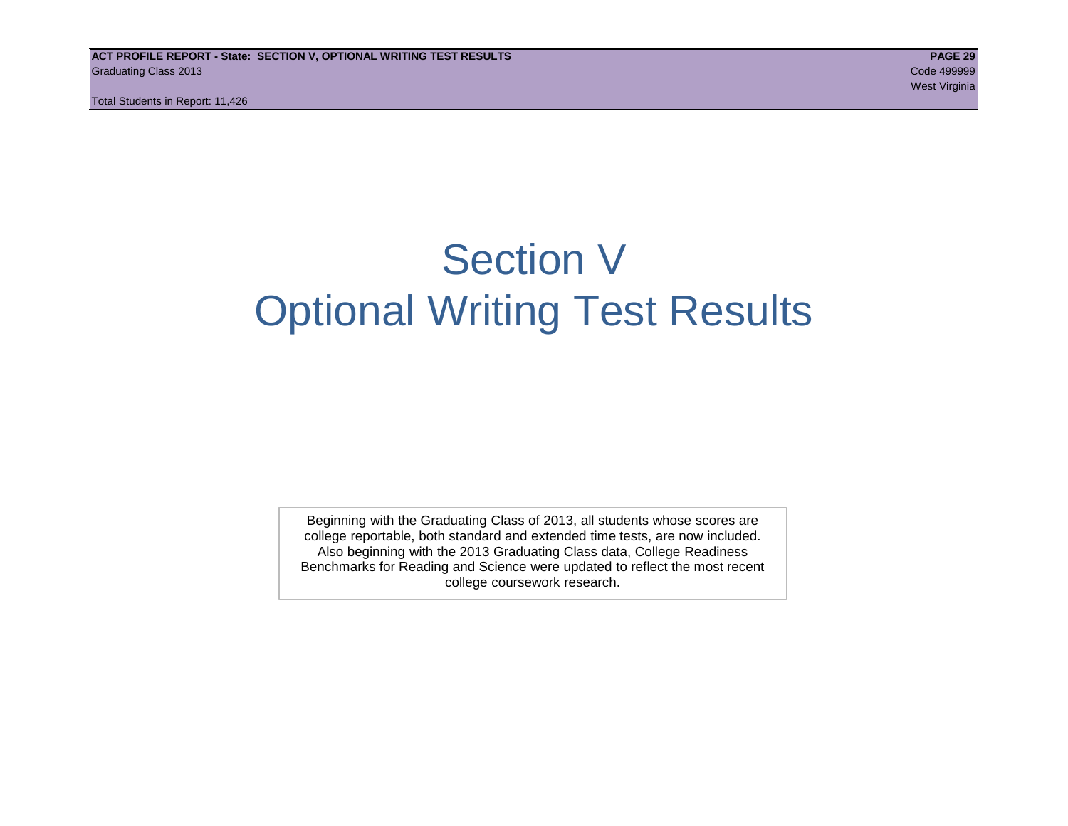# Section V
# Optional Writing Test Results

Beginning with the Graduating Class of 2013, all students whose scores are college reportable, both standard and extended time tests, are now included. Also beginning with the 2013 Graduating Class data, College Readiness Benchmarks for Reading and Science were updated to reflect the most recent college coursework research.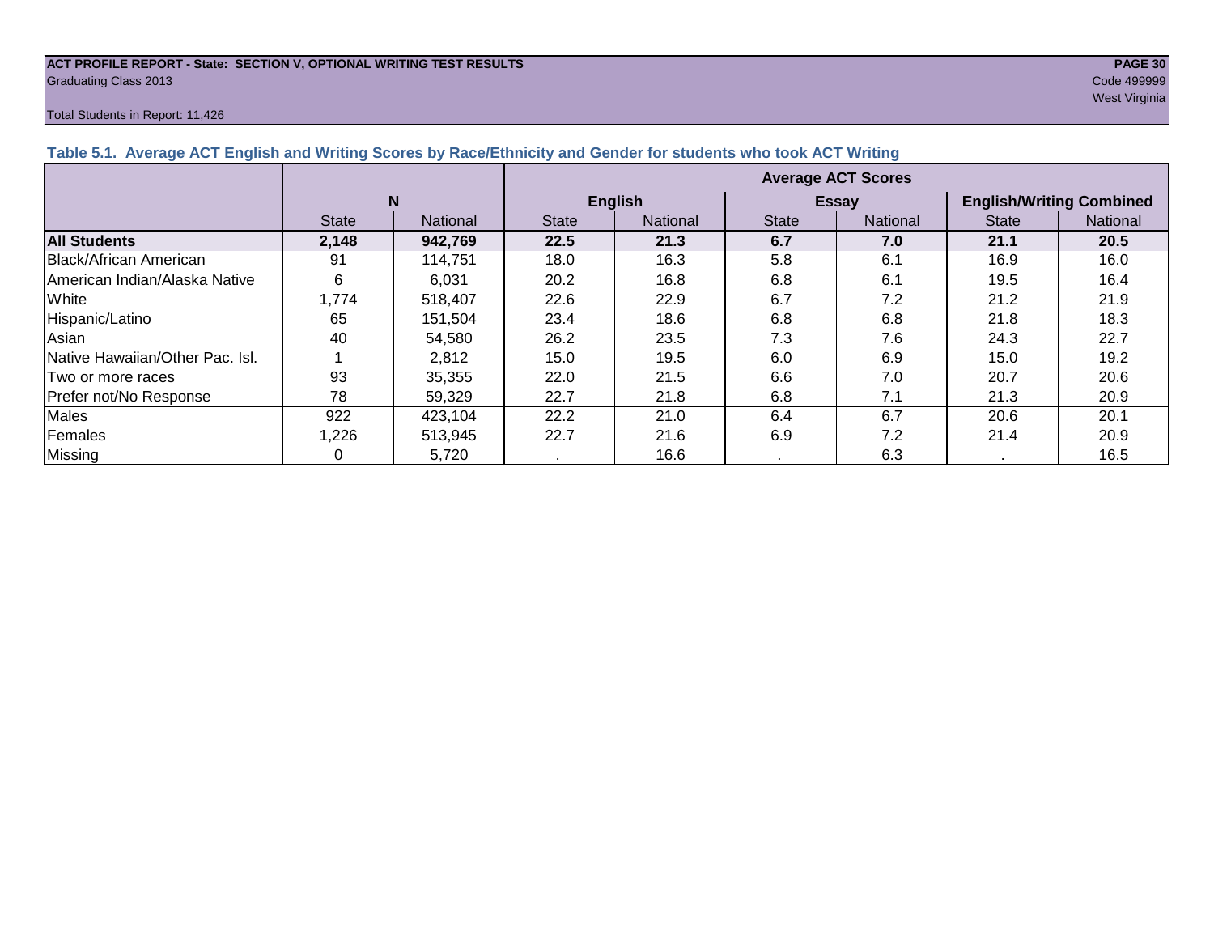**ACT PROFILE REPORT - State: SECTION V, OPTIONAL WRITING TEST RESULTS**
Graduating Class 2013

Code 499999
West Virginia

Total Students in Report: 11,426

### Table 5.1. Average ACT English and Writing Scores by Race/Ethnicity and Gender for students who took ACT Writing

| | N | | Average ACT Scores | | | | | |
|---|---|---|---|---|---|---|---|---|
| | | | English | | Essay | | English/Writing Combined | |
| | State | National | State | National | State | National | State | National |
| **All Students** | **2,148** | **942,769** | **22.5** | **21.3** | **6.7** | **7.0** | **21.1** | **20.5** |
| Black/African American | 91 | 114,751 | 18.0 | 16.3 | 5.8 | 6.1 | 16.9 | 16.0 |
| American Indian/Alaska Native | 6 | 6,031 | 20.2 | 16.8 | 6.8 | 6.1 | 19.5 | 16.4 |
| White | 1,774 | 518,407 | 22.6 | 22.9 | 6.7 | 7.2 | 21.2 | 21.9 |
| Hispanic/Latino | 65 | 151,504 | 23.4 | 18.6 | 6.8 | 6.8 | 21.8 | 18.3 |
| Asian | 40 | 54,580 | 26.2 | 23.5 | 7.3 | 7.6 | 24.3 | 22.7 |
| Native Hawaiian/Other Pac. Isl. | 1 | 2,812 | 15.0 | 19.5 | 6.0 | 6.9 | 15.0 | 19.2 |
| Two or more races | 93 | 35,355 | 22.0 | 21.5 | 6.6 | 7.0 | 20.7 | 20.6 |
| Prefer not/No Response | 78 | 59,329 | 22.7 | 21.8 | 6.8 | 7.1 | 21.3 | 20.9 |
| Males | 922 | 423,104 | 22.2 | 21.0 | 6.4 | 6.7 | 20.6 | 20.1 |
| Females | 1,226 | 513,945 | 22.7 | 21.6 | 6.9 | 7.2 | 21.4 | 20.9 |
| Missing | 0 | 5,720 | . | 16.6 | . | 6.3 | . | 16.5 |